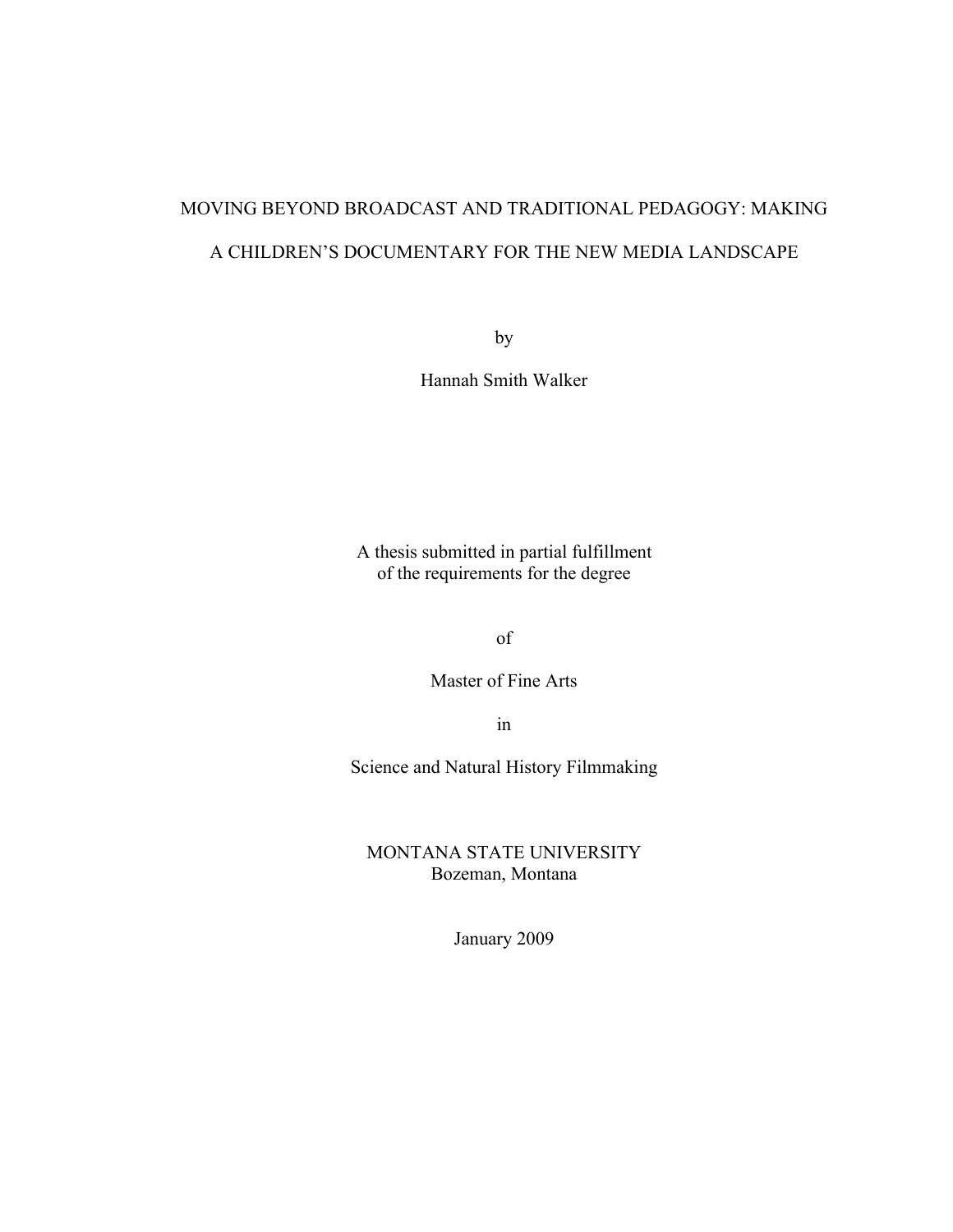# MOVING BEYOND BROADCAST AND TRADITIONAL PEDAGOGY: MAKING A CHILDREN'S DOCUMENTARY FOR THE NEW MEDIA LANDSCAPE

by

Hannah Smith Walker

A thesis submitted in partial fulfillment
of the requirements for the degree

of

Master of Fine Arts

in

Science and Natural History Filmmaking

MONTANA STATE UNIVERSITY
Bozeman, Montana

January 2009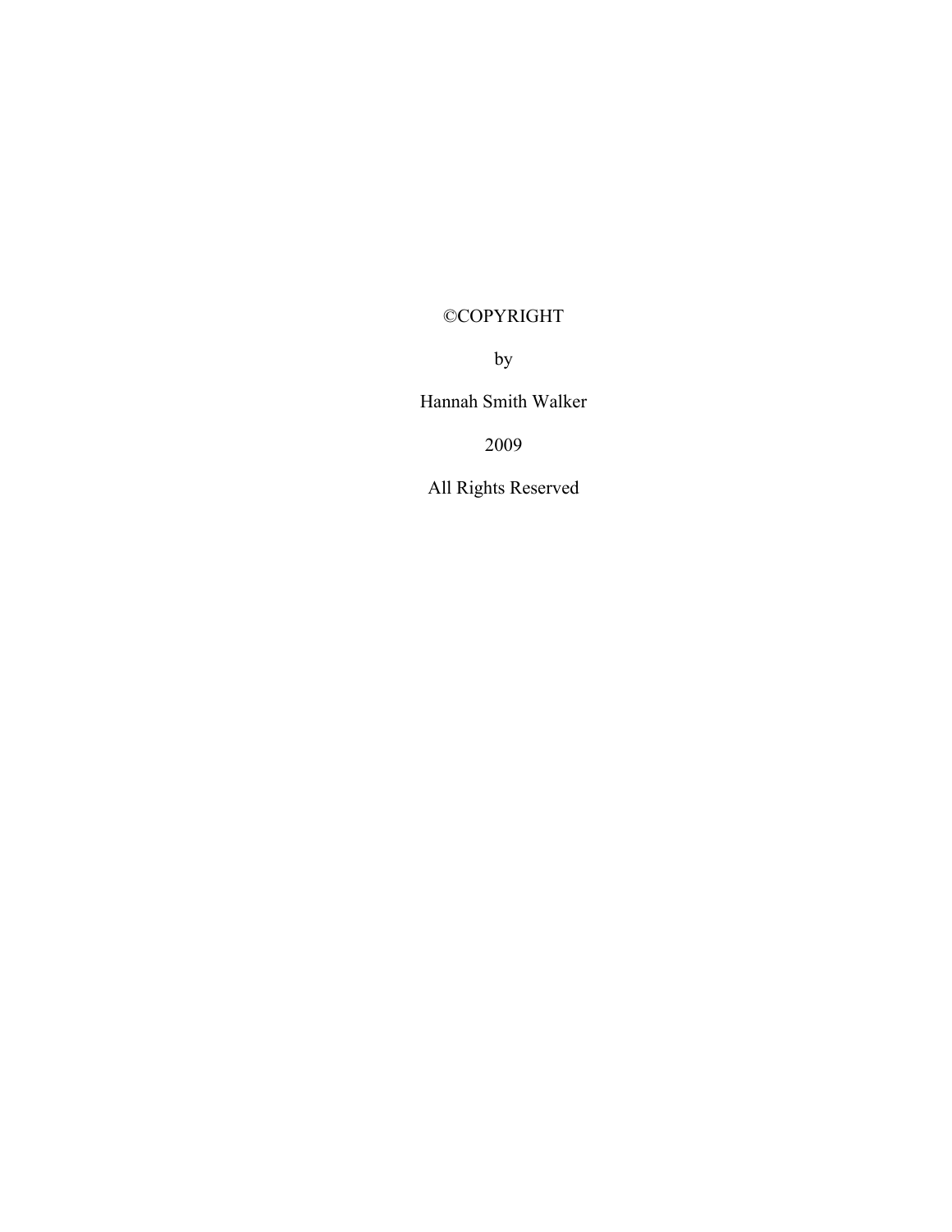©COPYRIGHT

by

Hannah Smith Walker

2009

All Rights Reserved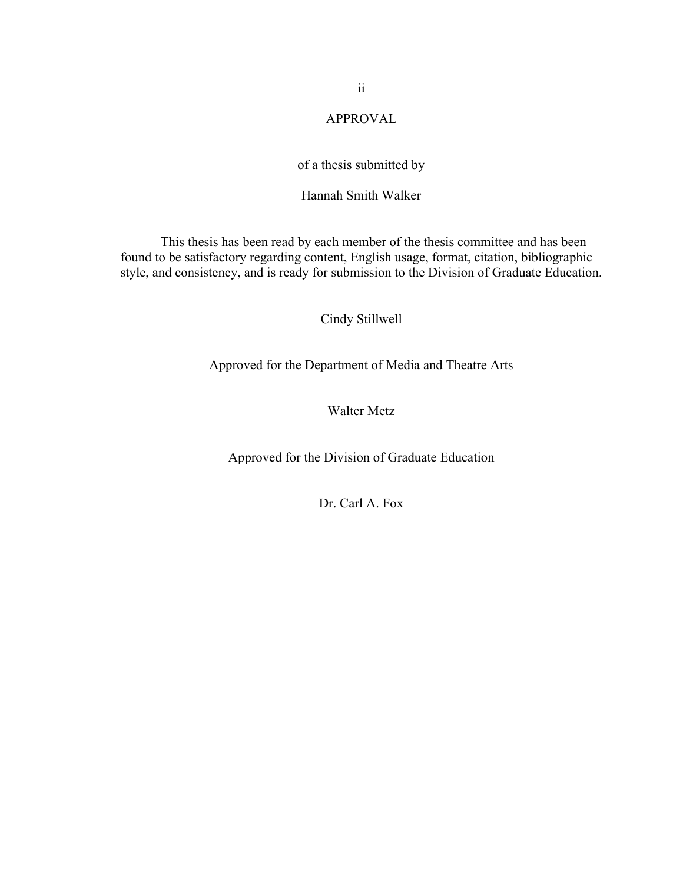# APPROVAL

of a thesis submitted by

Hannah Smith Walker

This thesis has been read by each member of the thesis committee and has been found to be satisfactory regarding content, English usage, format, citation, bibliographic style, and consistency, and is ready for submission to the Division of Graduate Education.

Cindy Stillwell

Approved for the Department of Media and Theatre Arts

Walter Metz

Approved for the Division of Graduate Education

Dr. Carl A. Fox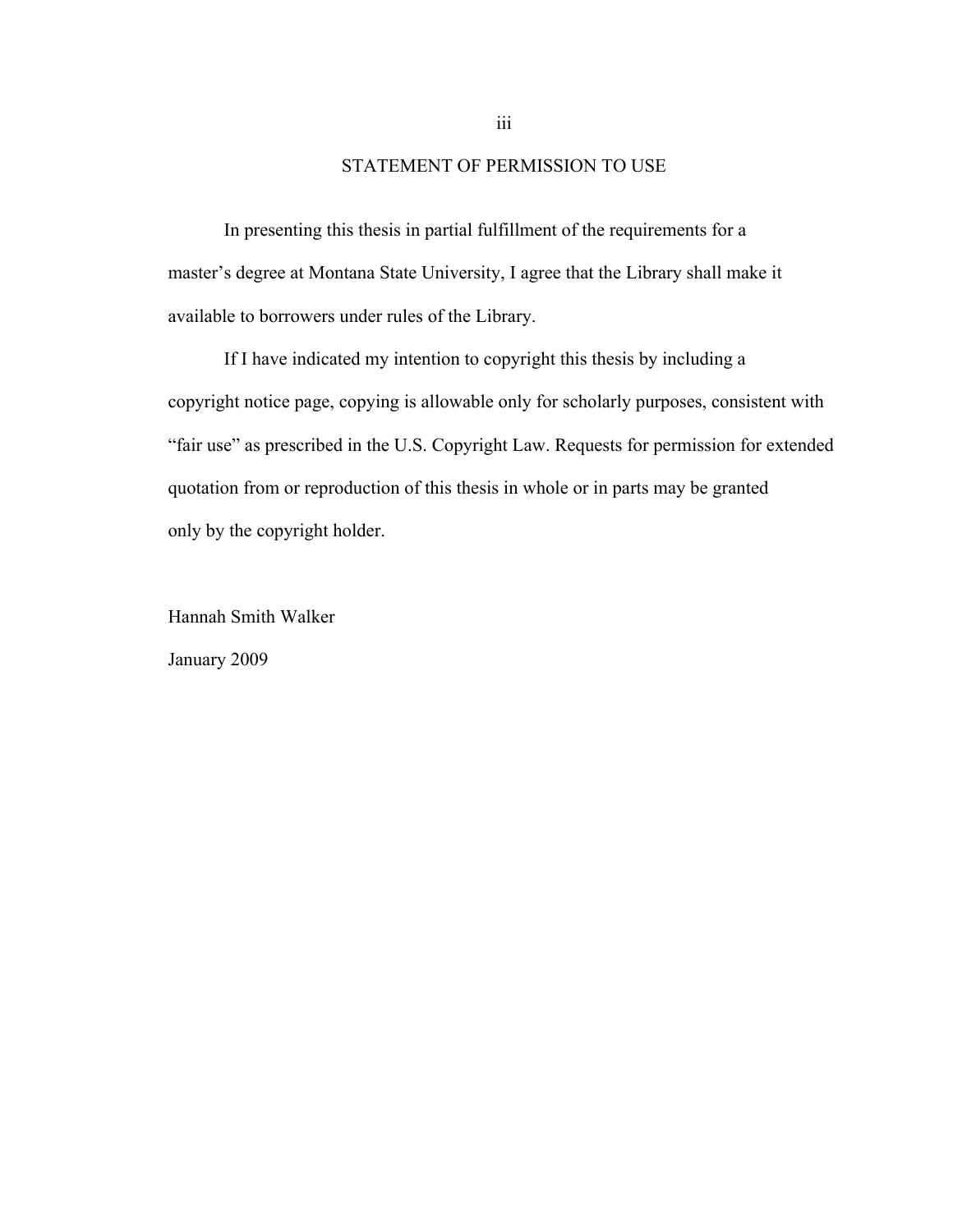## STATEMENT OF PERMISSION TO USE

In presenting this thesis in partial fulfillment of the requirements for a master's degree at Montana State University, I agree that the Library shall make it available to borrowers under rules of the Library.

If I have indicated my intention to copyright this thesis by including a copyright notice page, copying is allowable only for scholarly purposes, consistent with "fair use" as prescribed in the U.S. Copyright Law. Requests for permission for extended quotation from or reproduction of this thesis in whole or in parts may be granted only by the copyright holder.

Hannah Smith Walker

January 2009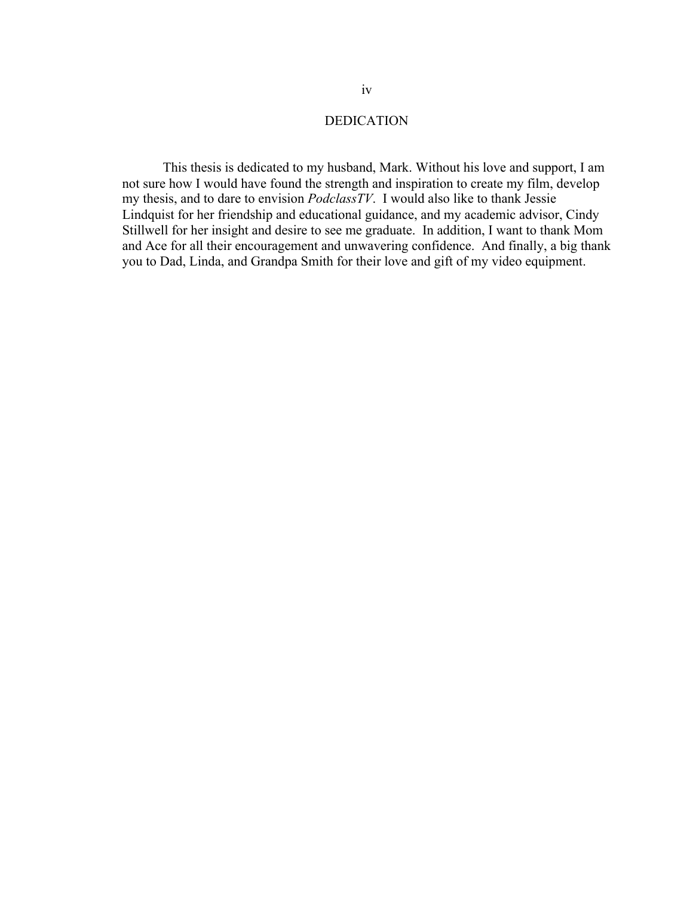# DEDICATION

This thesis is dedicated to my husband, Mark. Without his love and support, I am not sure how I would have found the strength and inspiration to create my film, develop my thesis, and to dare to envision *PodclassTV*. I would also like to thank Jessie Lindquist for her friendship and educational guidance, and my academic advisor, Cindy Stillwell for her insight and desire to see me graduate. In addition, I want to thank Mom and Ace for all their encouragement and unwavering confidence. And finally, a big thank you to Dad, Linda, and Grandpa Smith for their love and gift of my video equipment.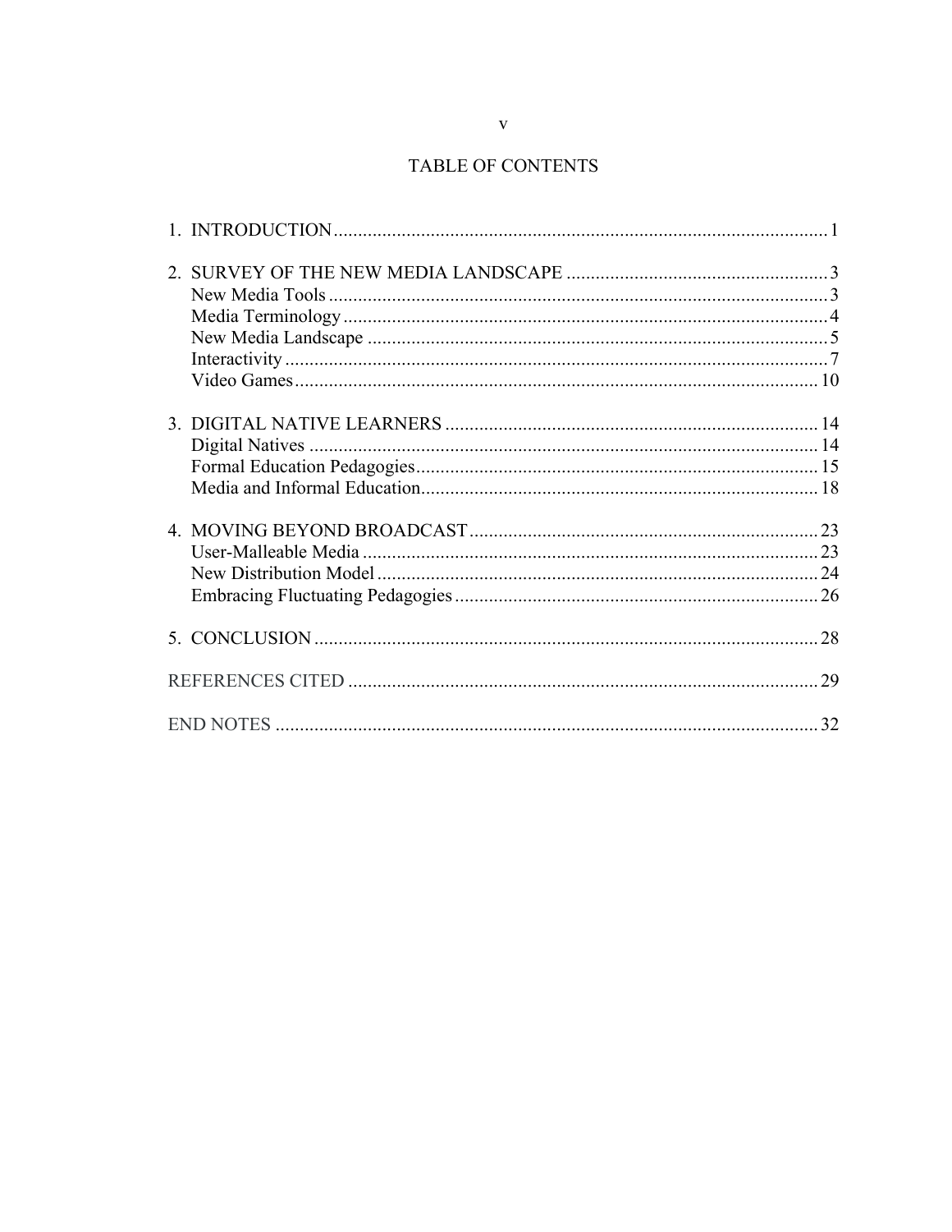# TABLE OF CONTENTS

1. INTRODUCTION .................................................................................................... 1

2. SURVEY OF THE NEW MEDIA LANDSCAPE ..................................................... 3
   - New Media Tools ..................................................................................................... 3
   - Media Terminology .................................................................................................. 4
   - New Media Landscape ............................................................................................. 5
   - Interactivity .............................................................................................................. 7
   - Video Games .......................................................................................................... 10

3. DIGITAL NATIVE LEARNERS ............................................................................ 14
   - Digital Natives ....................................................................................................... 14
   - Formal Education Pedagogies ................................................................................ 15
   - Media and Informal Education ............................................................................... 18

4. MOVING BEYOND BROADCAST ....................................................................... 23
   - User-Malleable Media ............................................................................................ 23
   - New Distribution Model ......................................................................................... 24
   - Embracing Fluctuating Pedagogies ........................................................................ 26

5. CONCLUSION ....................................................................................................... 28

REFERENCES CITED ................................................................................................ 29

END NOTES ............................................................................................................... 32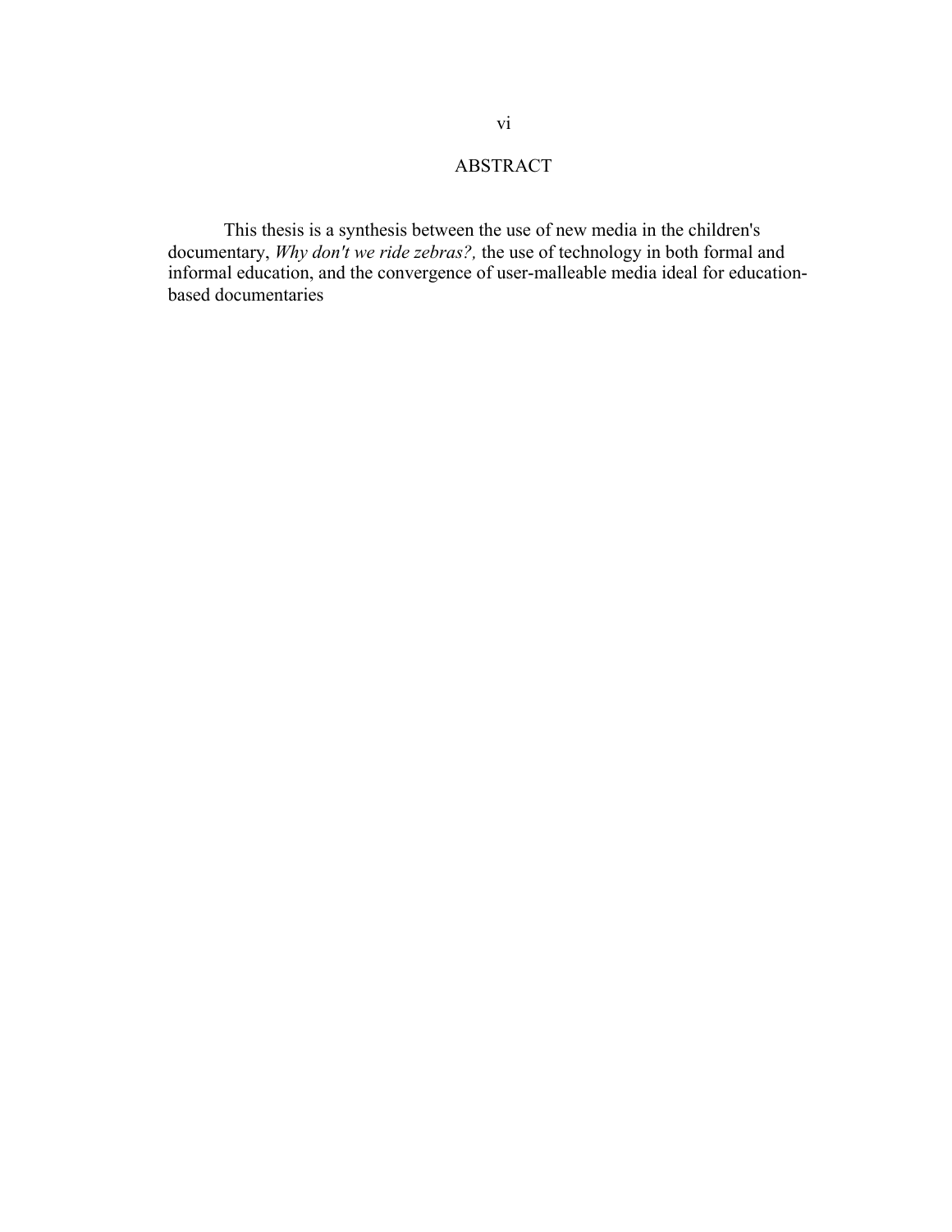# ABSTRACT

This thesis is a synthesis between the use of new media in the children's documentary, *Why don't we ride zebras?,* the use of technology in both formal and informal education, and the convergence of user-malleable media ideal for education-based documentaries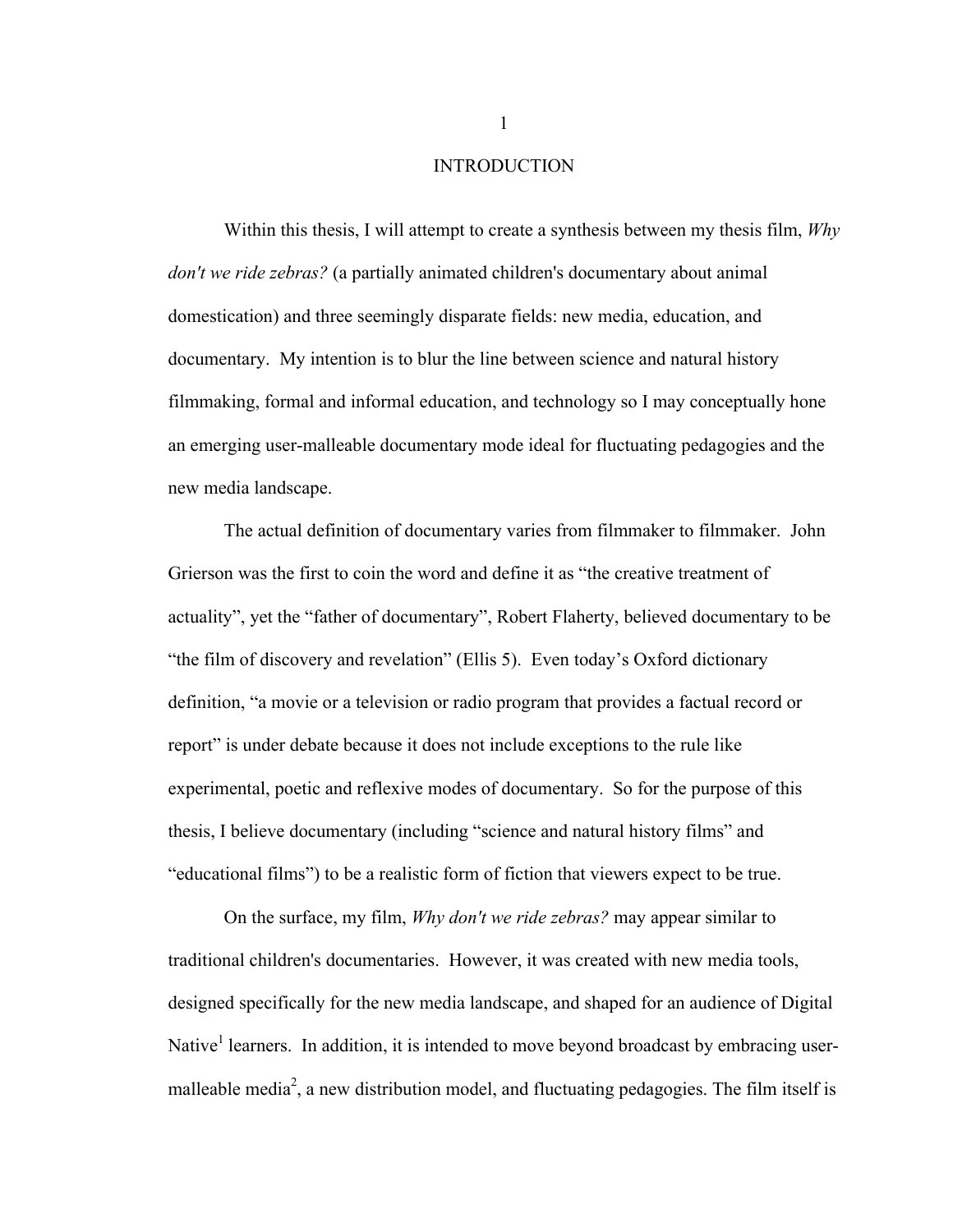# INTRODUCTION

Within this thesis, I will attempt to create a synthesis between my thesis film, *Why don't we ride zebras?* (a partially animated children's documentary about animal domestication) and three seemingly disparate fields: new media, education, and documentary. My intention is to blur the line between science and natural history filmmaking, formal and informal education, and technology so I may conceptually hone an emerging user-malleable documentary mode ideal for fluctuating pedagogies and the new media landscape.

The actual definition of documentary varies from filmmaker to filmmaker. John Grierson was the first to coin the word and define it as "the creative treatment of actuality", yet the "father of documentary", Robert Flaherty, believed documentary to be "the film of discovery and revelation" (Ellis 5). Even today's Oxford dictionary definition, "a movie or a television or radio program that provides a factual record or report" is under debate because it does not include exceptions to the rule like experimental, poetic and reflexive modes of documentary. So for the purpose of this thesis, I believe documentary (including "science and natural history films" and "educational films") to be a realistic form of fiction that viewers expect to be true.

On the surface, my film, *Why don't we ride zebras?* may appear similar to traditional children's documentaries. However, it was created with new media tools, designed specifically for the new media landscape, and shaped for an audience of Digital Native[1] learners. In addition, it is intended to move beyond broadcast by embracing user-malleable media[2], a new distribution model, and fluctuating pedagogies. The film itself is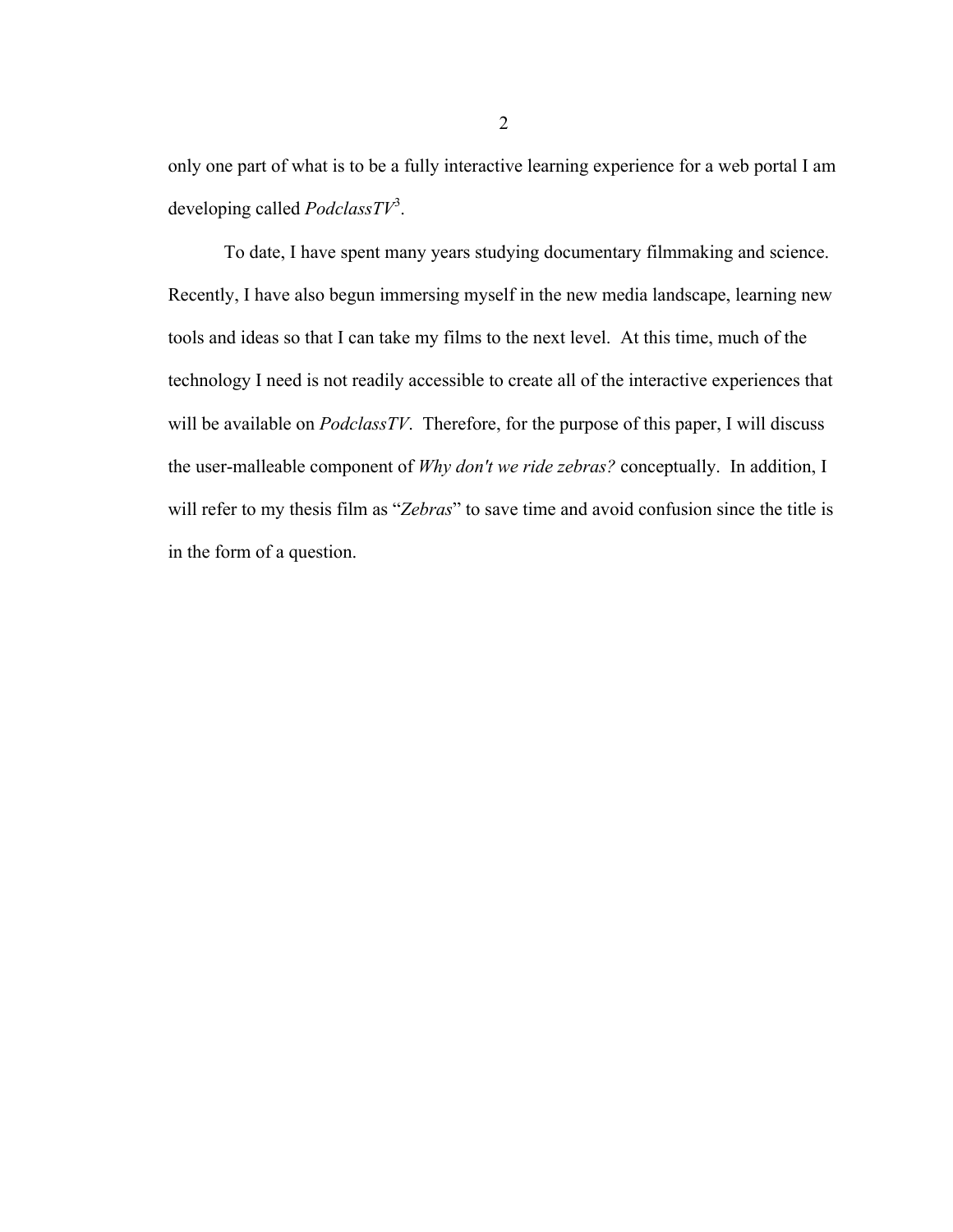only one part of what is to be a fully interactive learning experience for a web portal I am developing called *PodclassTV*[3].

To date, I have spent many years studying documentary filmmaking and science. Recently, I have also begun immersing myself in the new media landscape, learning new tools and ideas so that I can take my films to the next level. At this time, much of the technology I need is not readily accessible to create all of the interactive experiences that will be available on *PodclassTV*. Therefore, for the purpose of this paper, I will discuss the user-malleable component of *Why don't we ride zebras?* conceptually. In addition, I will refer to my thesis film as "*Zebras*" to save time and avoid confusion since the title is in the form of a question.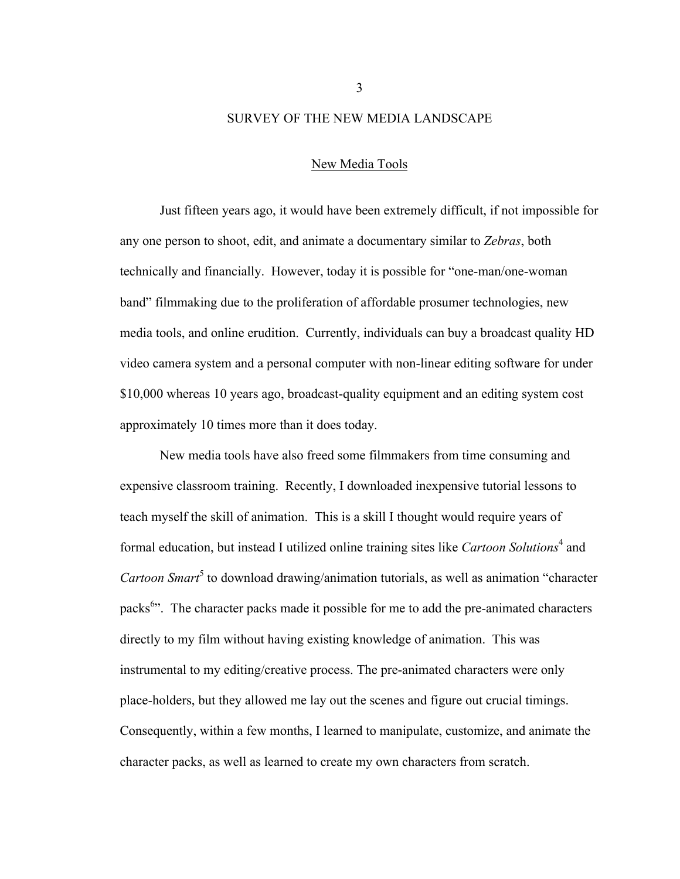# SURVEY OF THE NEW MEDIA LANDSCAPE

## New Media Tools

Just fifteen years ago, it would have been extremely difficult, if not impossible for any one person to shoot, edit, and animate a documentary similar to *Zebras*, both technically and financially. However, today it is possible for "one-man/one-woman band" filmmaking due to the proliferation of affordable prosumer technologies, new media tools, and online erudition. Currently, individuals can buy a broadcast quality HD video camera system and a personal computer with non-linear editing software for under $10,000 whereas 10 years ago, broadcast-quality equipment and an editing system cost approximately 10 times more than it does today.

New media tools have also freed some filmmakers from time consuming and expensive classroom training. Recently, I downloaded inexpensive tutorial lessons to teach myself the skill of animation. This is a skill I thought would require years of formal education, but instead I utilized online training sites like *Cartoon Solutions*[4] and *Cartoon Smart*[5] to download drawing/animation tutorials, as well as animation "character packs[6]". The character packs made it possible for me to add the pre-animated characters directly to my film without having existing knowledge of animation. This was instrumental to my editing/creative process. The pre-animated characters were only place-holders, but they allowed me lay out the scenes and figure out crucial timings. Consequently, within a few months, I learned to manipulate, customize, and animate the character packs, as well as learned to create my own characters from scratch.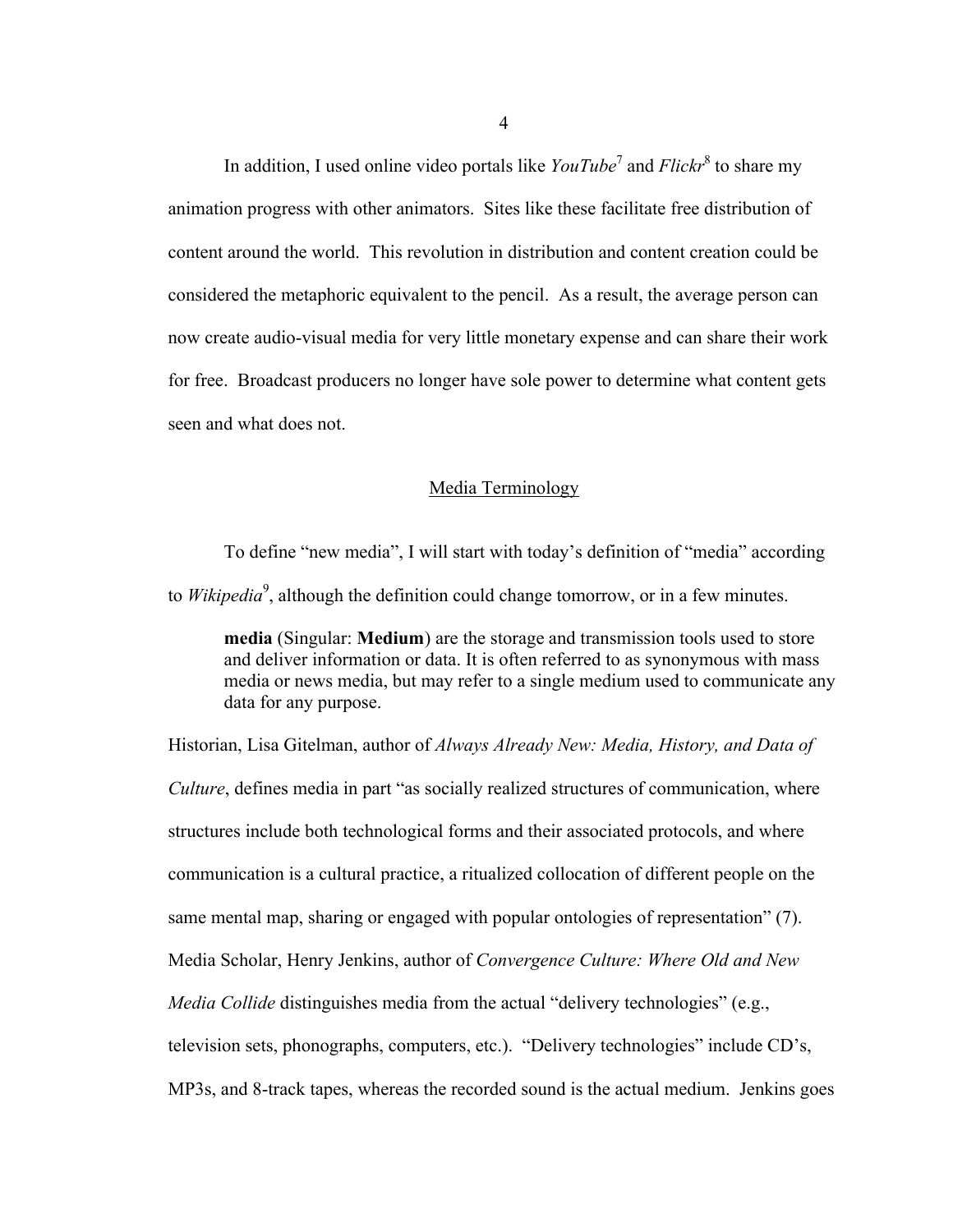In addition, I used online video portals like *YouTube*[7] and *Flickr*[8] to share my animation progress with other animators. Sites like these facilitate free distribution of content around the world. This revolution in distribution and content creation could be considered the metaphoric equivalent to the pencil. As a result, the average person can now create audio-visual media for very little monetary expense and can share their work for free. Broadcast producers no longer have sole power to determine what content gets seen and what does not.

## Media Terminology

To define "new media", I will start with today's definition of "media" according to *Wikipedia*[9], although the definition could change tomorrow, or in a few minutes.

> **media** (Singular: **Medium**) are the storage and transmission tools used to store and deliver information or data. It is often referred to as synonymous with mass media or news media, but may refer to a single medium used to communicate any data for any purpose.

Historian, Lisa Gitelman, author of *Always Already New: Media, History, and Data of Culture*, defines media in part "as socially realized structures of communication, where structures include both technological forms and their associated protocols, and where communication is a cultural practice, a ritualized collocation of different people on the same mental map, sharing or engaged with popular ontologies of representation" (7). Media Scholar, Henry Jenkins, author of *Convergence Culture: Where Old and New Media Collide* distinguishes media from the actual "delivery technologies" (e.g., television sets, phonographs, computers, etc.). "Delivery technologies" include CD's, MP3s, and 8-track tapes, whereas the recorded sound is the actual medium. Jenkins goes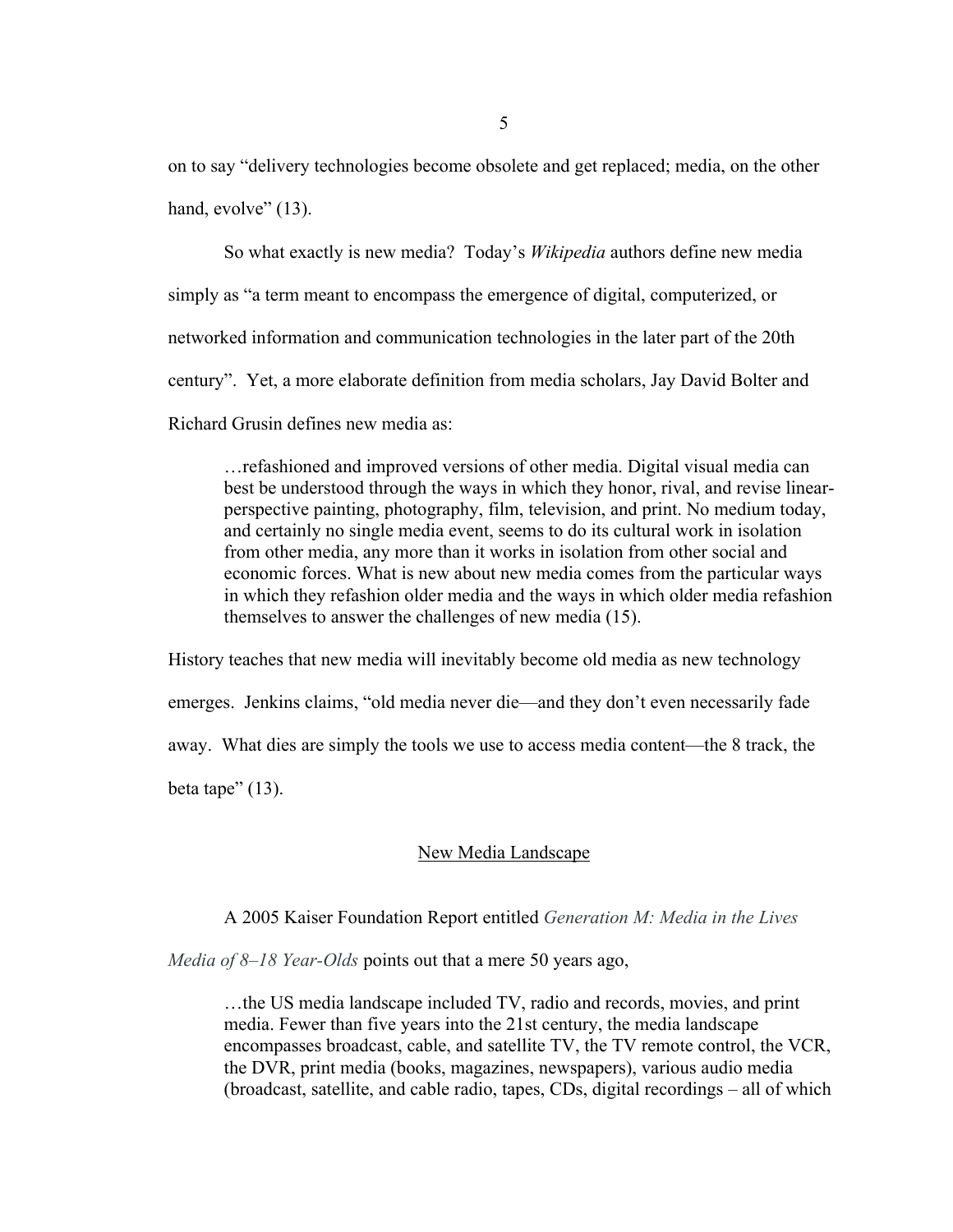on to say "delivery technologies become obsolete and get replaced; media, on the other hand, evolve" (13).

So what exactly is new media? Today's *Wikipedia* authors define new media simply as "a term meant to encompass the emergence of digital, computerized, or networked information and communication technologies in the later part of the 20th century". Yet, a more elaborate definition from media scholars, Jay David Bolter and Richard Grusin defines new media as:

> …refashioned and improved versions of other media. Digital visual media can best be understood through the ways in which they honor, rival, and revise linear-perspective painting, photography, film, television, and print. No medium today, and certainly no single media event, seems to do its cultural work in isolation from other media, any more than it works in isolation from other social and economic forces. What is new about new media comes from the particular ways in which they refashion older media and the ways in which older media refashion themselves to answer the challenges of new media (15).

History teaches that new media will inevitably become old media as new technology emerges. Jenkins claims, "old media never die—and they don't even necessarily fade away. What dies are simply the tools we use to access media content—the 8 track, the beta tape" (13).

## New Media Landscape

A 2005 Kaiser Foundation Report entitled *Generation M: Media in the Lives Media of 8–18 Year-Olds* points out that a mere 50 years ago,

> …the US media landscape included TV, radio and records, movies, and print media. Fewer than five years into the 21st century, the media landscape encompasses broadcast, cable, and satellite TV, the TV remote control, the VCR, the DVR, print media (books, magazines, newspapers), various audio media (broadcast, satellite, and cable radio, tapes, CDs, digital recordings – all of which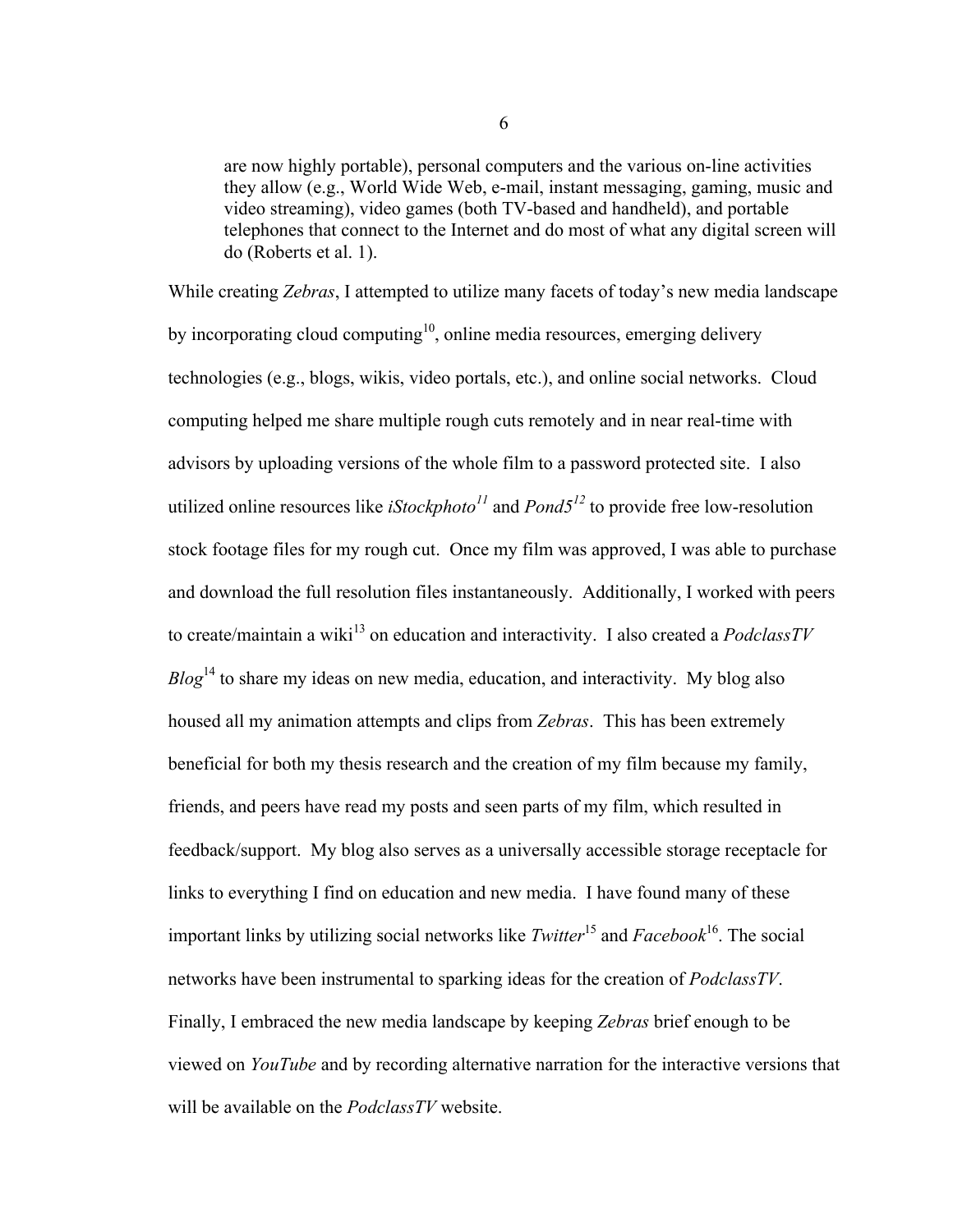> are now highly portable), personal computers and the various on-line activities they allow (e.g., World Wide Web, e-mail, instant messaging, gaming, music and video streaming), video games (both TV-based and handheld), and portable telephones that connect to the Internet and do most of what any digital screen will do (Roberts et al. 1).

While creating *Zebras*, I attempted to utilize many facets of today's new media landscape by incorporating cloud computing[10], online media resources, emerging delivery technologies (e.g., blogs, wikis, video portals, etc.), and online social networks. Cloud computing helped me share multiple rough cuts remotely and in near real-time with advisors by uploading versions of the whole film to a password protected site. I also utilized online resources like *iStockphoto*[11] and *Pond5*[12] to provide free low-resolution stock footage files for my rough cut. Once my film was approved, I was able to purchase and download the full resolution files instantaneously. Additionally, I worked with peers to create/maintain a wiki[13] on education and interactivity. I also created a *PodclassTV Blog*[14] to share my ideas on new media, education, and interactivity. My blog also housed all my animation attempts and clips from *Zebras*. This has been extremely beneficial for both my thesis research and the creation of my film because my family, friends, and peers have read my posts and seen parts of my film, which resulted in feedback/support. My blog also serves as a universally accessible storage receptacle for links to everything I find on education and new media. I have found many of these important links by utilizing social networks like *Twitter*[15] and *Facebook*[16]. The social networks have been instrumental to sparking ideas for the creation of *PodclassTV*. Finally, I embraced the new media landscape by keeping *Zebras* brief enough to be viewed on *YouTube* and by recording alternative narration for the interactive versions that will be available on the *PodclassTV* website.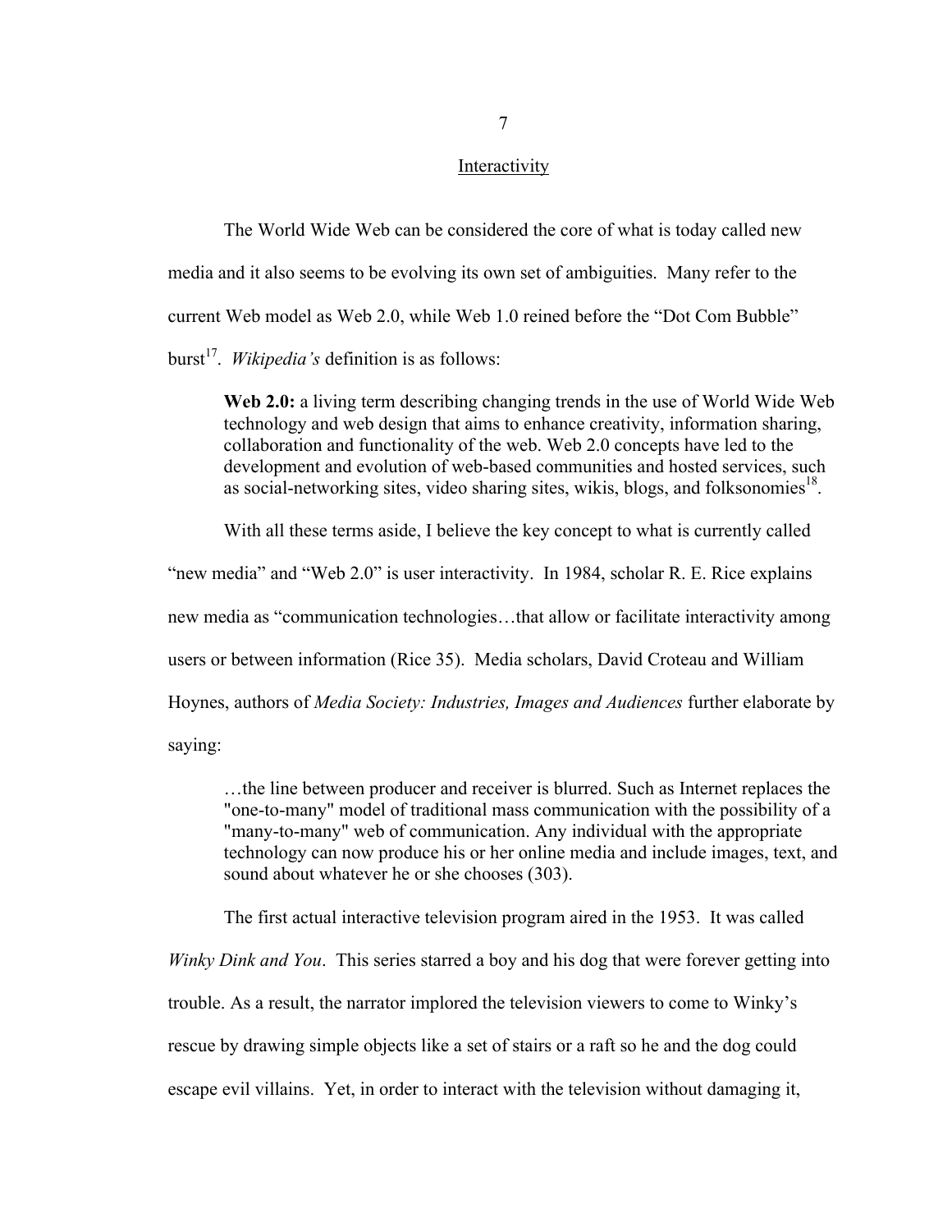## Interactivity

The World Wide Web can be considered the core of what is today called new media and it also seems to be evolving its own set of ambiguities. Many refer to the current Web model as Web 2.0, while Web 1.0 reined before the "Dot Com Bubble" burst[17]. *Wikipedia's* definition is as follows:

> **Web 2.0:** a living term describing changing trends in the use of World Wide Web technology and web design that aims to enhance creativity, information sharing, collaboration and functionality of the web. Web 2.0 concepts have led to the development and evolution of web-based communities and hosted services, such as social-networking sites, video sharing sites, wikis, blogs, and folksonomies[18].

With all these terms aside, I believe the key concept to what is currently called "new media" and "Web 2.0" is user interactivity. In 1984, scholar R. E. Rice explains new media as "communication technologies…that allow or facilitate interactivity among users or between information (Rice 35). Media scholars, David Croteau and William Hoynes, authors of *Media Society: Industries, Images and Audiences* further elaborate by saying:

> …the line between producer and receiver is blurred. Such as Internet replaces the "one-to-many" model of traditional mass communication with the possibility of a "many-to-many" web of communication. Any individual with the appropriate technology can now produce his or her online media and include images, text, and sound about whatever he or she chooses (303).

The first actual interactive television program aired in the 1953. It was called *Winky Dink and You*. This series starred a boy and his dog that were forever getting into trouble. As a result, the narrator implored the television viewers to come to Winky's rescue by drawing simple objects like a set of stairs or a raft so he and the dog could escape evil villains. Yet, in order to interact with the television without damaging it,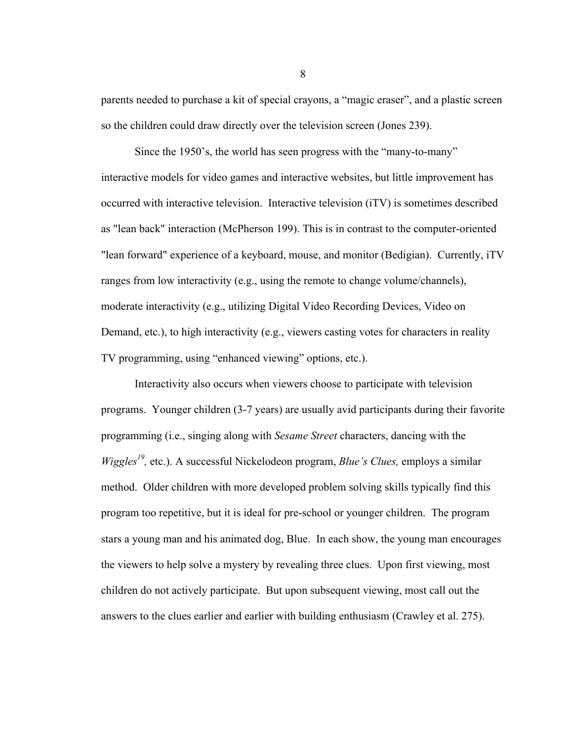parents needed to purchase a kit of special crayons, a "magic eraser", and a plastic screen so the children could draw directly over the television screen (Jones 239).

Since the 1950's, the world has seen progress with the "many-to-many" interactive models for video games and interactive websites, but little improvement has occurred with interactive television. Interactive television (iTV) is sometimes described as "lean back" interaction (McPherson 199). This is in contrast to the computer-oriented "lean forward" experience of a keyboard, mouse, and monitor (Bedigian). Currently, iTV ranges from low interactivity (e.g., using the remote to change volume/channels), moderate interactivity (e.g., utilizing Digital Video Recording Devices, Video on Demand, etc.), to high interactivity (e.g., viewers casting votes for characters in reality TV programming, using "enhanced viewing" options, etc.).

Interactivity also occurs when viewers choose to participate with television programs. Younger children (3-7 years) are usually avid participants during their favorite programming (i.e., singing along with *Sesame Street* characters, dancing with the *Wiggles*[19], etc.). A successful Nickelodeon program, *Blue's Clues,* employs a similar method. Older children with more developed problem solving skills typically find this program too repetitive, but it is ideal for pre-school or younger children. The program stars a young man and his animated dog, Blue. In each show, the young man encourages the viewers to help solve a mystery by revealing three clues. Upon first viewing, most children do not actively participate. But upon subsequent viewing, most call out the answers to the clues earlier and earlier with building enthusiasm (Crawley et al. 275).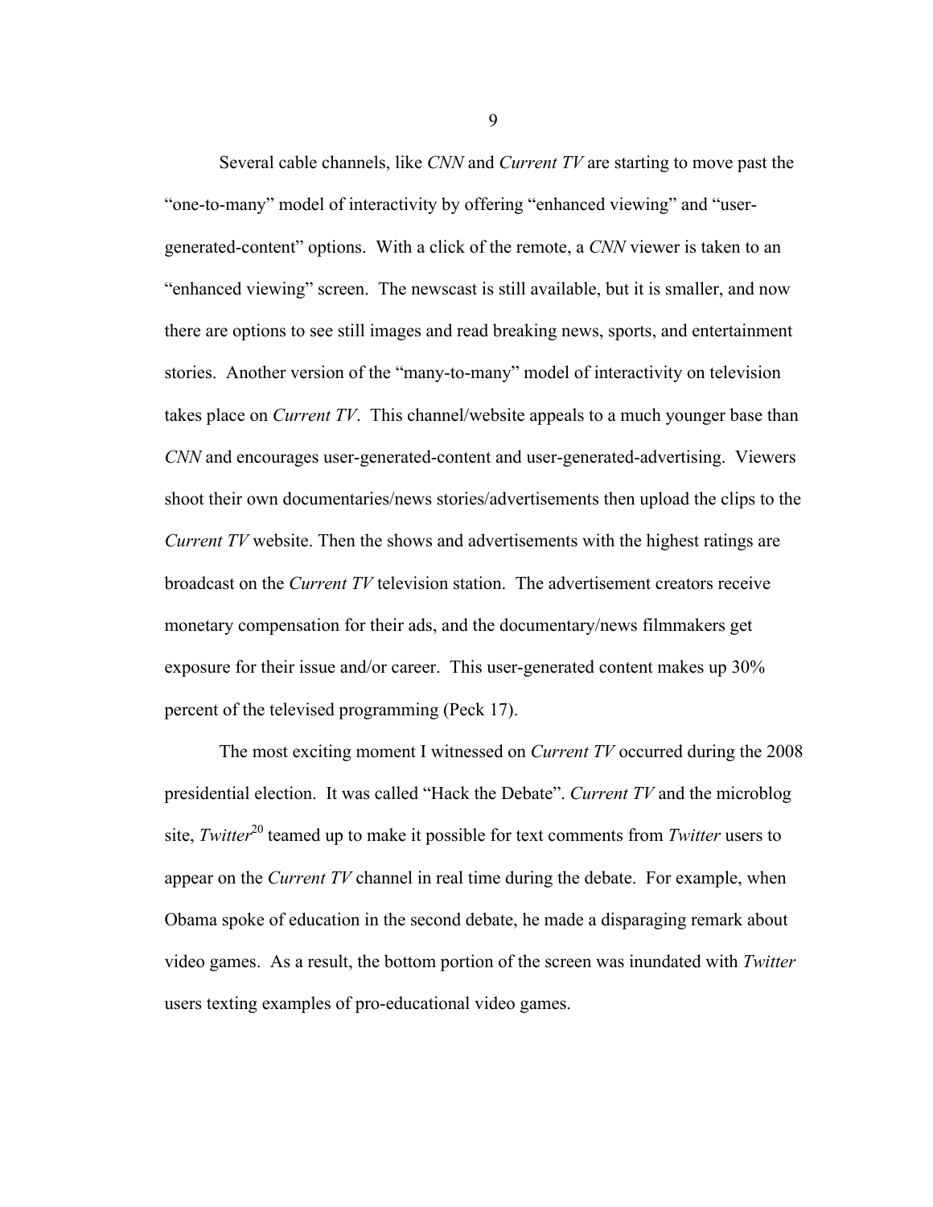Several cable channels, like *CNN* and *Current TV* are starting to move past the "one-to-many" model of interactivity by offering "enhanced viewing" and "user-generated-content" options. With a click of the remote, a *CNN* viewer is taken to an "enhanced viewing" screen. The newscast is still available, but it is smaller, and now there are options to see still images and read breaking news, sports, and entertainment stories. Another version of the "many-to-many" model of interactivity on television takes place on *Current TV*. This channel/website appeals to a much younger base than *CNN* and encourages user-generated-content and user-generated-advertising. Viewers shoot their own documentaries/news stories/advertisements then upload the clips to the *Current TV* website. Then the shows and advertisements with the highest ratings are broadcast on the *Current TV* television station. The advertisement creators receive monetary compensation for their ads, and the documentary/news filmmakers get exposure for their issue and/or career. This user-generated content makes up 30% percent of the televised programming (Peck 17).

The most exciting moment I witnessed on *Current TV* occurred during the 2008 presidential election. It was called "Hack the Debate". *Current TV* and the microblog site, *Twitter*[20] teamed up to make it possible for text comments from *Twitter* users to appear on the *Current TV* channel in real time during the debate. For example, when Obama spoke of education in the second debate, he made a disparaging remark about video games. As a result, the bottom portion of the screen was inundated with *Twitter* users texting examples of pro-educational video games.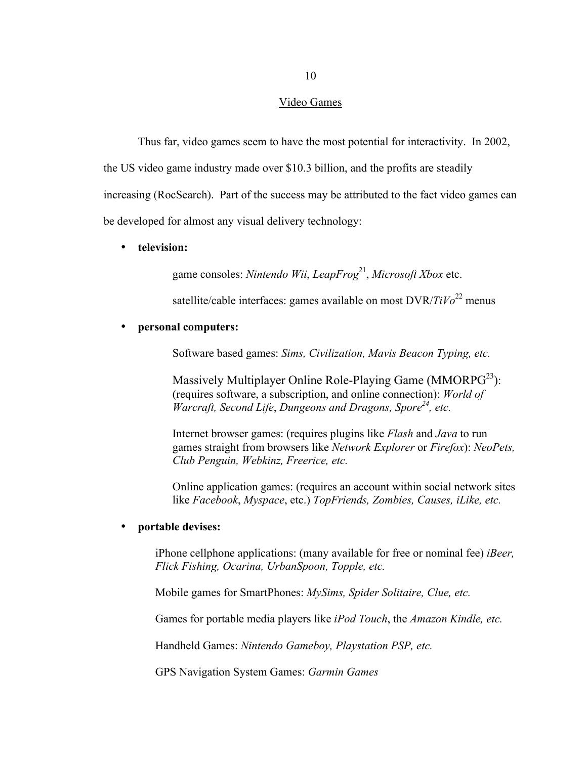## Video Games

Thus far, video games seem to have the most potential for interactivity. In 2002, the US video game industry made over $10.3 billion, and the profits are steadily increasing (RocSearch). Part of the success may be attributed to the fact video games can be developed for almost any visual delivery technology:

- **television:**

  game consoles: *Nintendo Wii*, *LeapFrog*[21], *Microsoft Xbox* etc.

  satellite/cable interfaces: games available on most DVR/*TiVo*[22] menus

- **personal computers:**

  Software based games: *Sims, Civilization, Mavis Beacon Typing, etc.*

  Massively Multiplayer Online Role-Playing Game (MMORPG[23]): (requires software, a subscription, and online connection): *World of Warcraft, Second Life*, *Dungeons and Dragons, Spore*[24]*, etc.*

  Internet browser games: (requires plugins like *Flash* and *Java* to run games straight from browsers like *Network Explorer* or *Firefox*): *NeoPets, Club Penguin, Webkinz, Freerice, etc.*

  Online application games: (requires an account within social network sites like *Facebook*, *Myspace*, etc.) *TopFriends, Zombies, Causes, iLike, etc.*

- **portable devises:**

  iPhone cellphone applications: (many available for free or nominal fee) *iBeer, Flick Fishing, Ocarina, UrbanSpoon, Topple, etc.*

  Mobile games for SmartPhones: *MySims, Spider Solitaire, Clue, etc.*

  Games for portable media players like *iPod Touch*, the *Amazon Kindle, etc.*

  Handheld Games: *Nintendo Gameboy, Playstation PSP, etc.*

  GPS Navigation System Games: *Garmin Games*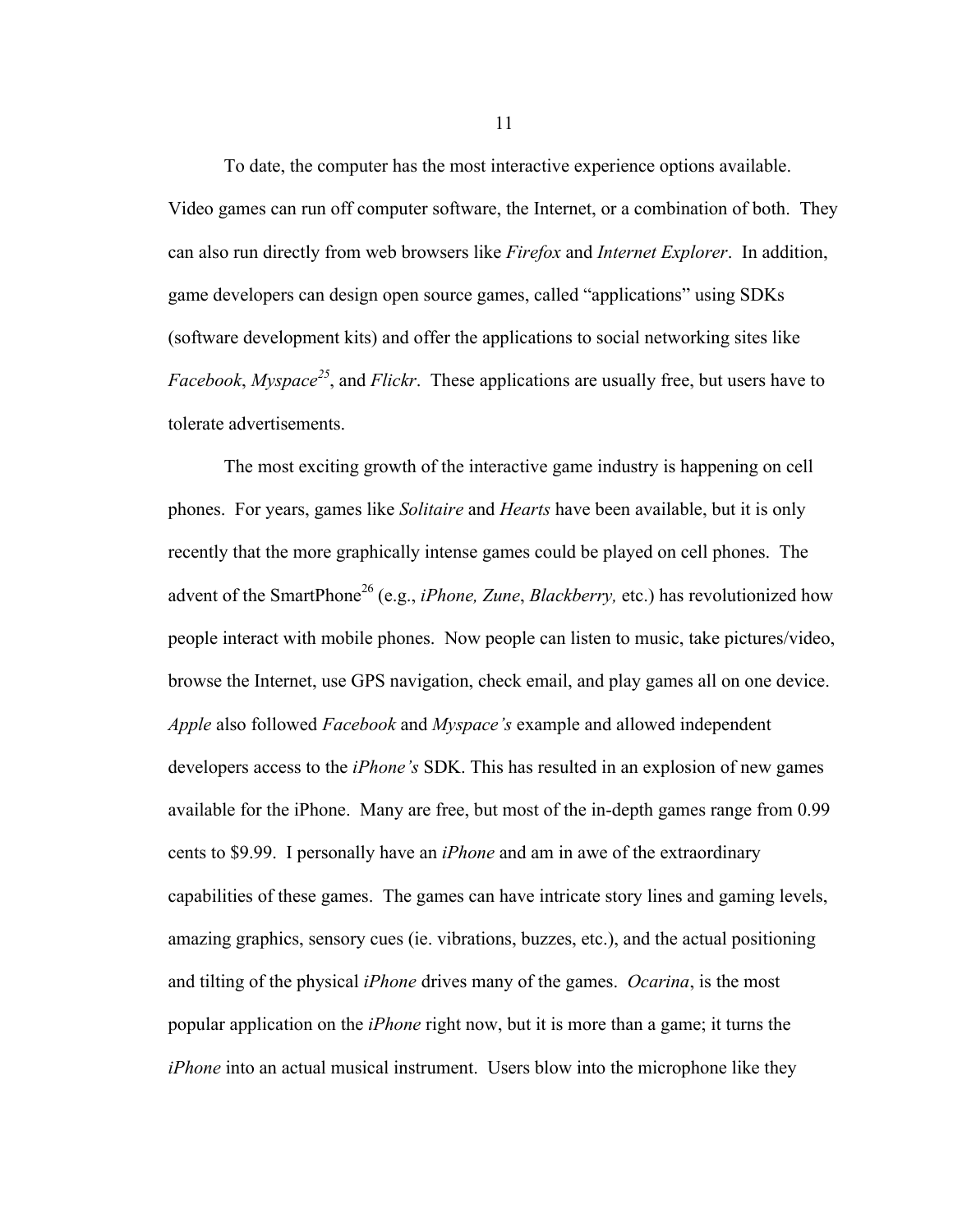To date, the computer has the most interactive experience options available. Video games can run off computer software, the Internet, or a combination of both. They can also run directly from web browsers like *Firefox* and *Internet Explorer*. In addition, game developers can design open source games, called "applications" using SDKs (software development kits) and offer the applications to social networking sites like *Facebook*, *Myspace*[25], and *Flickr*. These applications are usually free, but users have to tolerate advertisements.

The most exciting growth of the interactive game industry is happening on cell phones. For years, games like *Solitaire* and *Hearts* have been available, but it is only recently that the more graphically intense games could be played on cell phones. The advent of the SmartPhone[26] (e.g., *iPhone, Zune*, *Blackberry,* etc.) has revolutionized how people interact with mobile phones. Now people can listen to music, take pictures/video, browse the Internet, use GPS navigation, check email, and play games all on one device. *Apple* also followed *Facebook* and *Myspace's* example and allowed independent developers access to the *iPhone's* SDK. This has resulted in an explosion of new games available for the iPhone. Many are free, but most of the in-depth games range from 0.99 cents to $9.99. I personally have an *iPhone* and am in awe of the extraordinary capabilities of these games. The games can have intricate story lines and gaming levels, amazing graphics, sensory cues (ie. vibrations, buzzes, etc.), and the actual positioning and tilting of the physical *iPhone* drives many of the games. *Ocarina*, is the most popular application on the *iPhone* right now, but it is more than a game; it turns the *iPhone* into an actual musical instrument. Users blow into the microphone like they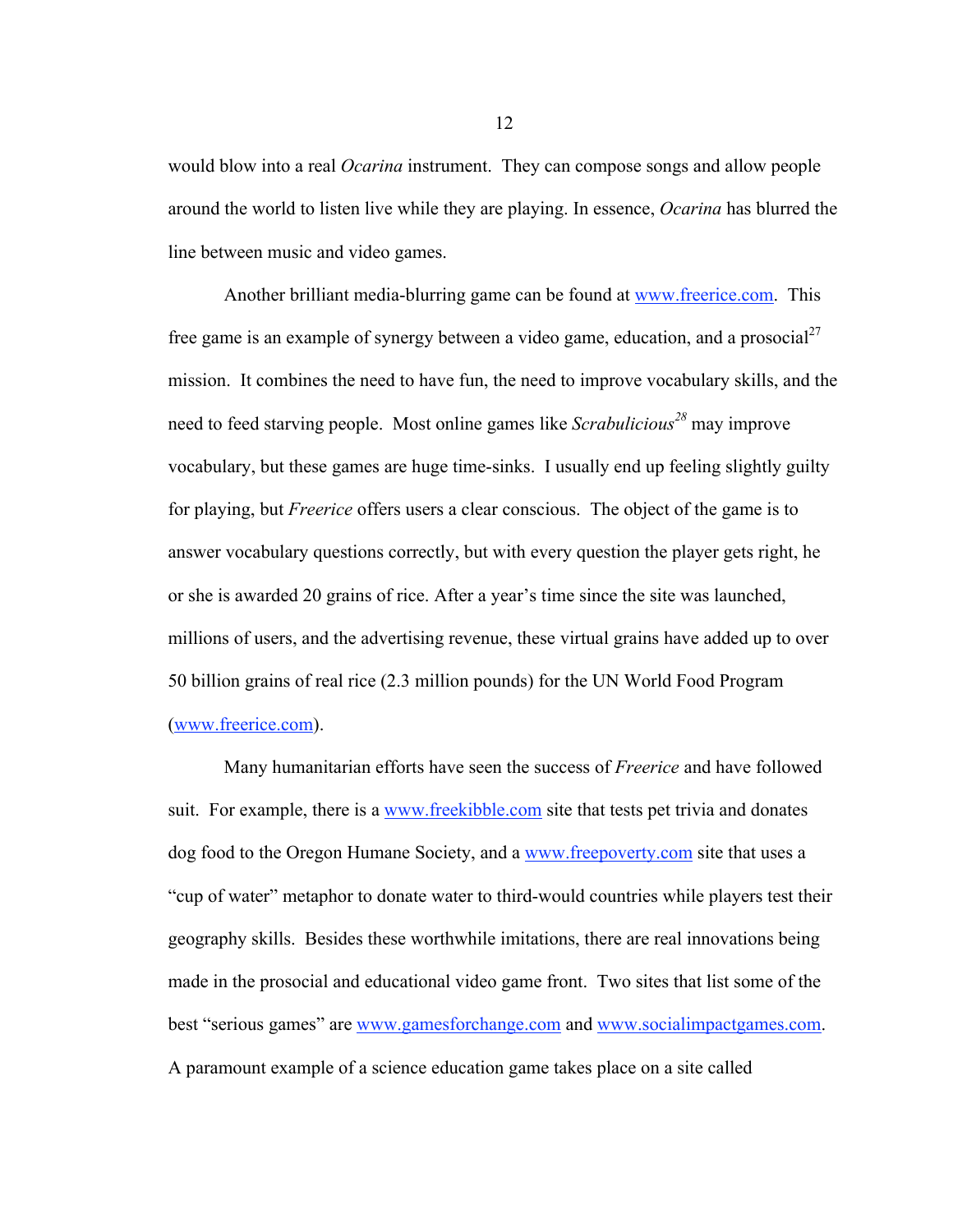would blow into a real *Ocarina* instrument. They can compose songs and allow people around the world to listen live while they are playing. In essence, *Ocarina* has blurred the line between music and video games.

Another brilliant media-blurring game can be found at www.freerice.com. This free game is an example of synergy between a video game, education, and a prosocial[27] mission. It combines the need to have fun, the need to improve vocabulary skills, and the need to feed starving people. Most online games like *Scrabulicious*[28] may improve vocabulary, but these games are huge time-sinks. I usually end up feeling slightly guilty for playing, but *Freerice* offers users a clear conscious. The object of the game is to answer vocabulary questions correctly, but with every question the player gets right, he or she is awarded 20 grains of rice. After a year's time since the site was launched, millions of users, and the advertising revenue, these virtual grains have added up to over 50 billion grains of real rice (2.3 million pounds) for the UN World Food Program (www.freerice.com).

Many humanitarian efforts have seen the success of *Freerice* and have followed suit. For example, there is a www.freekibble.com site that tests pet trivia and donates dog food to the Oregon Humane Society, and a www.freepoverty.com site that uses a "cup of water" metaphor to donate water to third-would countries while players test their geography skills. Besides these worthwhile imitations, there are real innovations being made in the prosocial and educational video game front. Two sites that list some of the best "serious games" are www.gamesforchange.com and www.socialimpactgames.com. A paramount example of a science education game takes place on a site called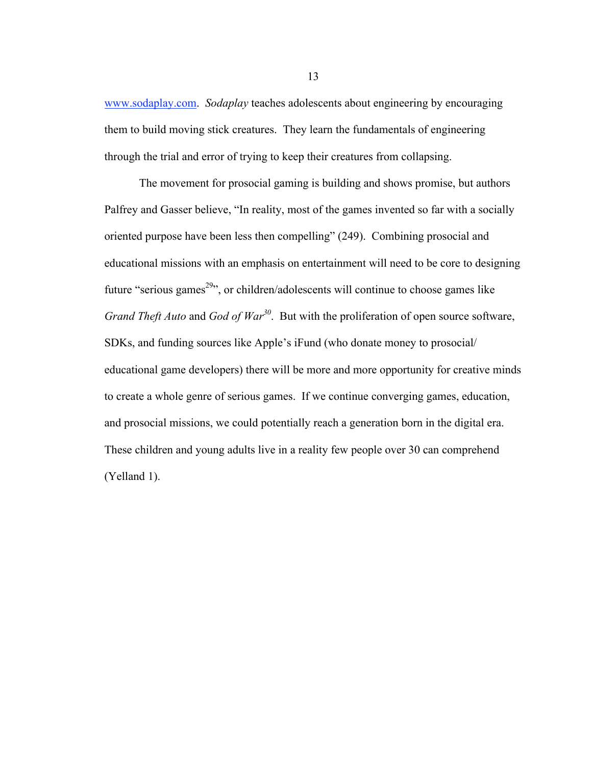www.sodaplay.com. *Sodaplay* teaches adolescents about engineering by encouraging them to build moving stick creatures. They learn the fundamentals of engineering through the trial and error of trying to keep their creatures from collapsing.

The movement for prosocial gaming is building and shows promise, but authors Palfrey and Gasser believe, "In reality, most of the games invented so far with a socially oriented purpose have been less then compelling" (249). Combining prosocial and educational missions with an emphasis on entertainment will need to be core to designing future "serious games[29]", or children/adolescents will continue to choose games like *Grand Theft Auto* and *God of War*[30]. But with the proliferation of open source software, SDKs, and funding sources like Apple's iFund (who donate money to prosocial/ educational game developers) there will be more and more opportunity for creative minds to create a whole genre of serious games. If we continue converging games, education, and prosocial missions, we could potentially reach a generation born in the digital era. These children and young adults live in a reality few people over 30 can comprehend (Yelland 1).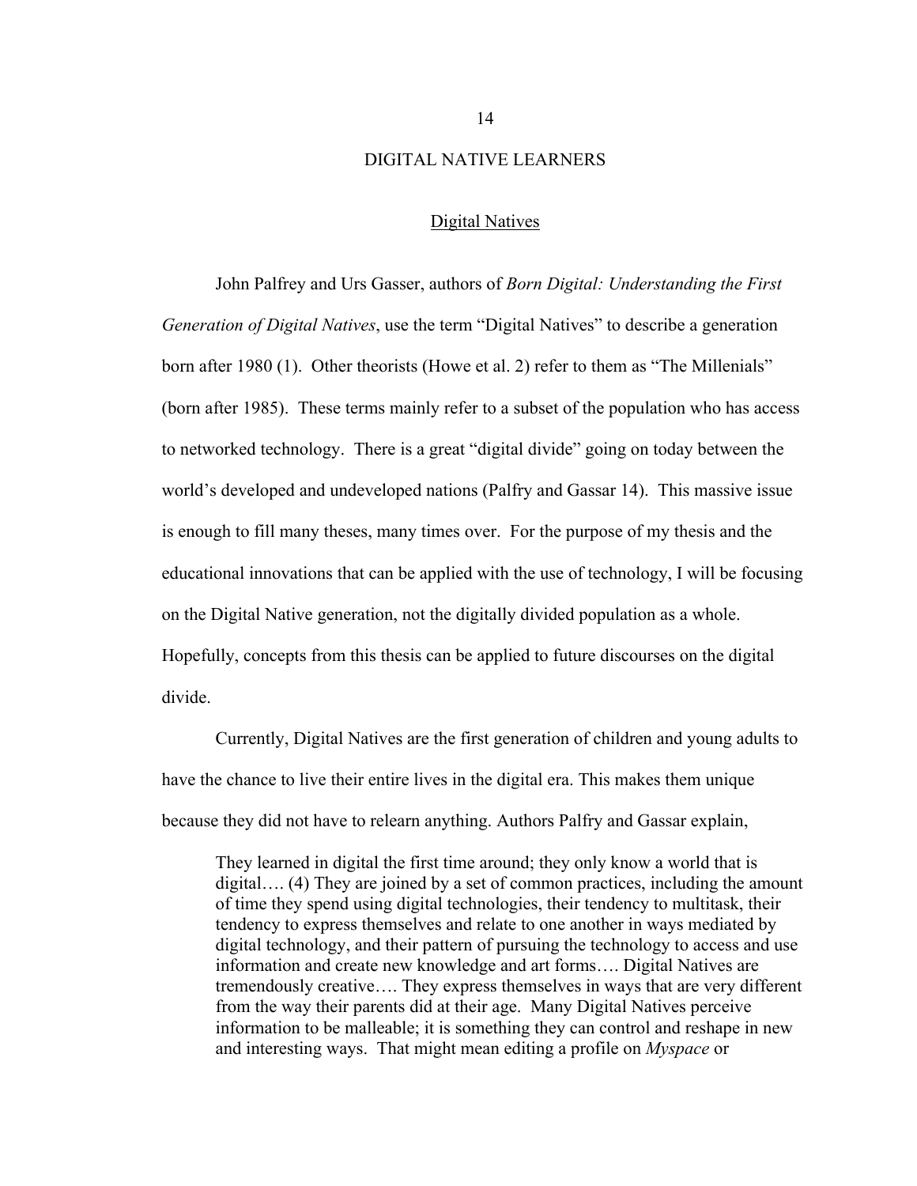## Digital Natives

John Palfrey and Urs Gasser, authors of *Born Digital: Understanding the First Generation of Digital Natives*, use the term “Digital Natives” to describe a generation born after 1980 (1). Other theorists (Howe et al. 2) refer to them as “The Millenials” (born after 1985). These terms mainly refer to a subset of the population who has access to networked technology. There is a great “digital divide” going on today between the world’s developed and undeveloped nations (Palfry and Gassar 14). This massive issue is enough to fill many theses, many times over. For the purpose of my thesis and the educational innovations that can be applied with the use of technology, I will be focusing on the Digital Native generation, not the digitally divided population as a whole. Hopefully, concepts from this thesis can be applied to future discourses on the digital divide.

Currently, Digital Natives are the first generation of children and young adults to have the chance to live their entire lives in the digital era. This makes them unique because they did not have to relearn anything. Authors Palfry and Gassar explain,

> They learned in digital the first time around; they only know a world that is digital…. (4) They are joined by a set of common practices, including the amount of time they spend using digital technologies, their tendency to multitask, their tendency to express themselves and relate to one another in ways mediated by digital technology, and their pattern of pursuing the technology to access and use information and create new knowledge and art forms…. Digital Natives are tremendously creative…. They express themselves in ways that are very different from the way their parents did at their age. Many Digital Natives perceive information to be malleable; it is something they can control and reshape in new and interesting ways. That might mean editing a profile on *Myspace* or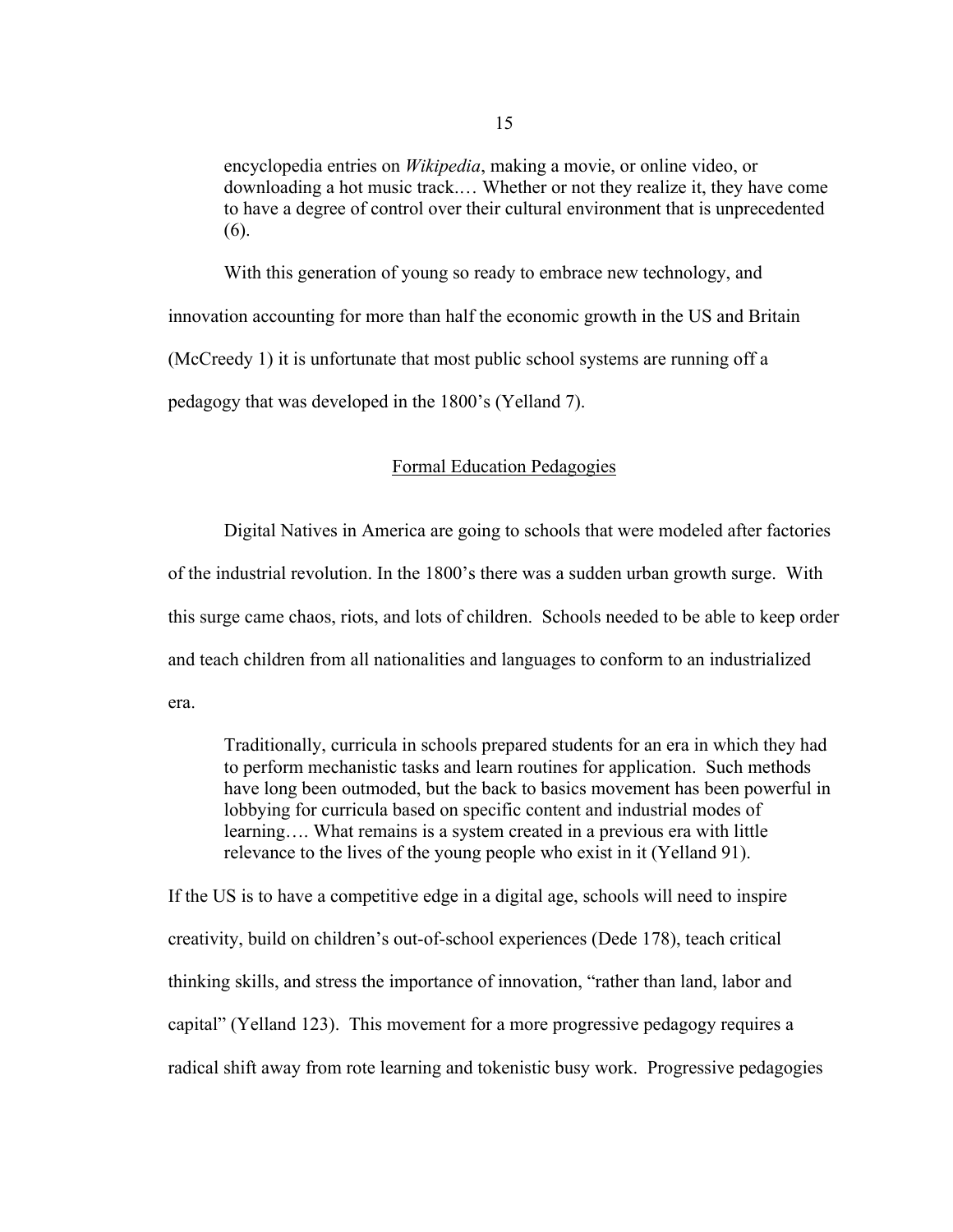> encyclopedia entries on *Wikipedia*, making a movie, or online video, or downloading a hot music track.… Whether or not they realize it, they have come to have a degree of control over their cultural environment that is unprecedented (6).

With this generation of young so ready to embrace new technology, and innovation accounting for more than half the economic growth in the US and Britain (McCreedy 1) it is unfortunate that most public school systems are running off a pedagogy that was developed in the 1800's (Yelland 7).

## Formal Education Pedagogies

Digital Natives in America are going to schools that were modeled after factories of the industrial revolution. In the 1800's there was a sudden urban growth surge. With this surge came chaos, riots, and lots of children. Schools needed to be able to keep order and teach children from all nationalities and languages to conform to an industrialized era.

> Traditionally, curricula in schools prepared students for an era in which they had to perform mechanistic tasks and learn routines for application. Such methods have long been outmoded, but the back to basics movement has been powerful in lobbying for curricula based on specific content and industrial modes of learning…. What remains is a system created in a previous era with little relevance to the lives of the young people who exist in it (Yelland 91).

If the US is to have a competitive edge in a digital age, schools will need to inspire creativity, build on children's out-of-school experiences (Dede 178), teach critical thinking skills, and stress the importance of innovation, "rather than land, labor and capital" (Yelland 123). This movement for a more progressive pedagogy requires a radical shift away from rote learning and tokenistic busy work. Progressive pedagogies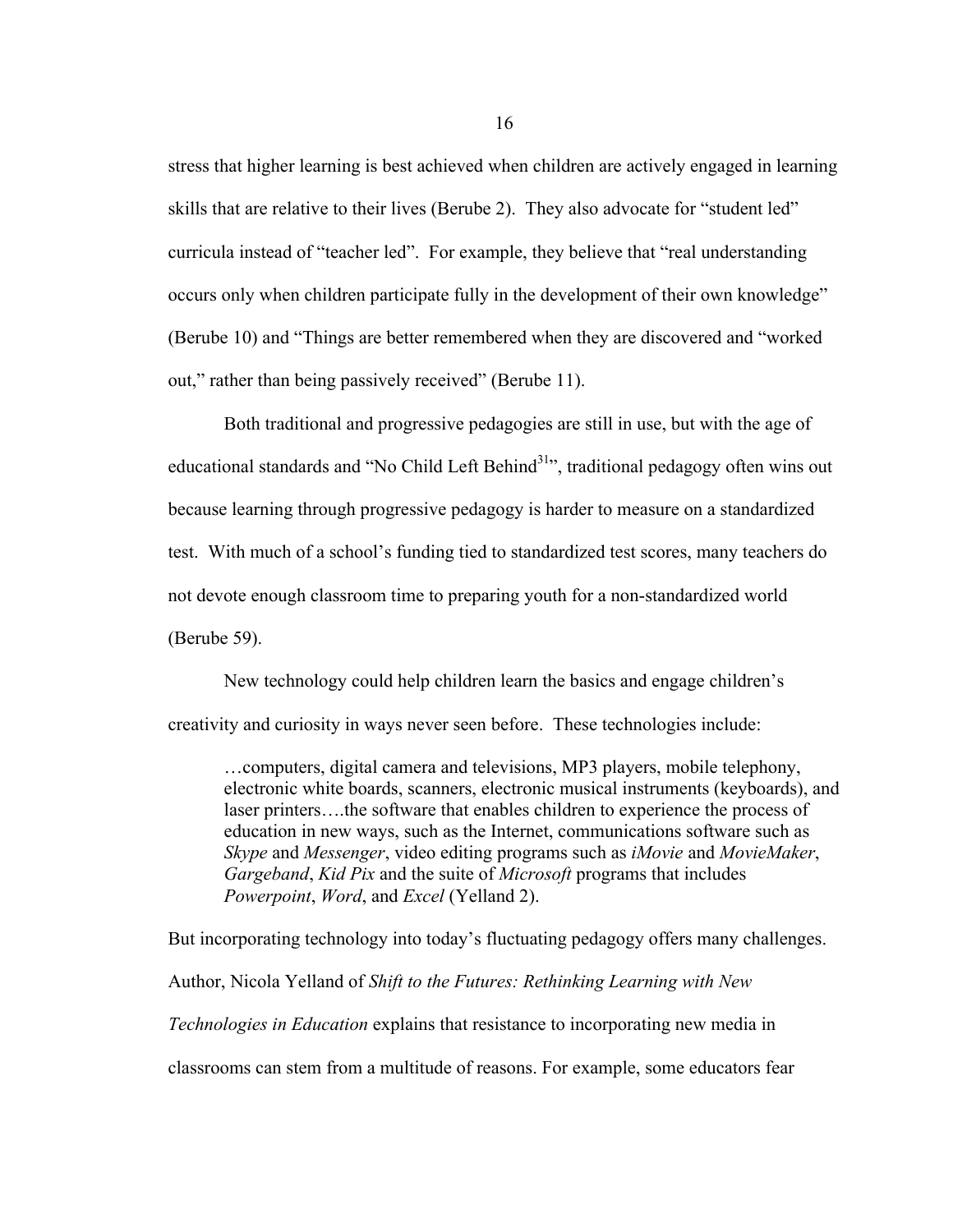stress that higher learning is best achieved when children are actively engaged in learning skills that are relative to their lives (Berube 2). They also advocate for "student led" curricula instead of "teacher led". For example, they believe that "real understanding occurs only when children participate fully in the development of their own knowledge" (Berube 10) and "Things are better remembered when they are discovered and "worked out," rather than being passively received" (Berube 11).

Both traditional and progressive pedagogies are still in use, but with the age of educational standards and "No Child Left Behind[31]", traditional pedagogy often wins out because learning through progressive pedagogy is harder to measure on a standardized test. With much of a school's funding tied to standardized test scores, many teachers do not devote enough classroom time to preparing youth for a non-standardized world (Berube 59).

New technology could help children learn the basics and engage children's creativity and curiosity in ways never seen before. These technologies include:

> …computers, digital camera and televisions, MP3 players, mobile telephony, electronic white boards, scanners, electronic musical instruments (keyboards), and laser printers….the software that enables children to experience the process of education in new ways, such as the Internet, communications software such as *Skype* and *Messenger*, video editing programs such as *iMovie* and *MovieMaker*, *Gargeband*, *Kid Pix* and the suite of *Microsoft* programs that includes *Powerpoint*, *Word*, and *Excel* (Yelland 2).

But incorporating technology into today's fluctuating pedagogy offers many challenges. Author, Nicola Yelland of *Shift to the Futures: Rethinking Learning with New Technologies in Education* explains that resistance to incorporating new media in classrooms can stem from a multitude of reasons. For example, some educators fear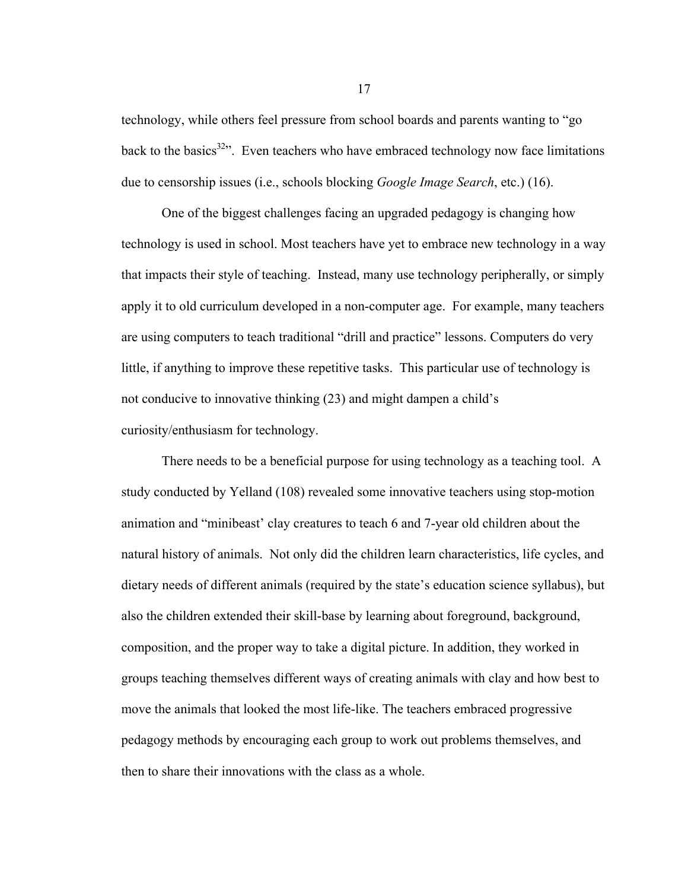technology, while others feel pressure from school boards and parents wanting to "go back to the basics[32]". Even teachers who have embraced technology now face limitations due to censorship issues (i.e., schools blocking *Google Image Search*, etc.) (16).

One of the biggest challenges facing an upgraded pedagogy is changing how technology is used in school. Most teachers have yet to embrace new technology in a way that impacts their style of teaching. Instead, many use technology peripherally, or simply apply it to old curriculum developed in a non-computer age. For example, many teachers are using computers to teach traditional "drill and practice" lessons. Computers do very little, if anything to improve these repetitive tasks. This particular use of technology is not conducive to innovative thinking (23) and might dampen a child's curiosity/enthusiasm for technology.

There needs to be a beneficial purpose for using technology as a teaching tool. A study conducted by Yelland (108) revealed some innovative teachers using stop-motion animation and "minibeast' clay creatures to teach 6 and 7-year old children about the natural history of animals. Not only did the children learn characteristics, life cycles, and dietary needs of different animals (required by the state's education science syllabus), but also the children extended their skill-base by learning about foreground, background, composition, and the proper way to take a digital picture. In addition, they worked in groups teaching themselves different ways of creating animals with clay and how best to move the animals that looked the most life-like. The teachers embraced progressive pedagogy methods by encouraging each group to work out problems themselves, and then to share their innovations with the class as a whole.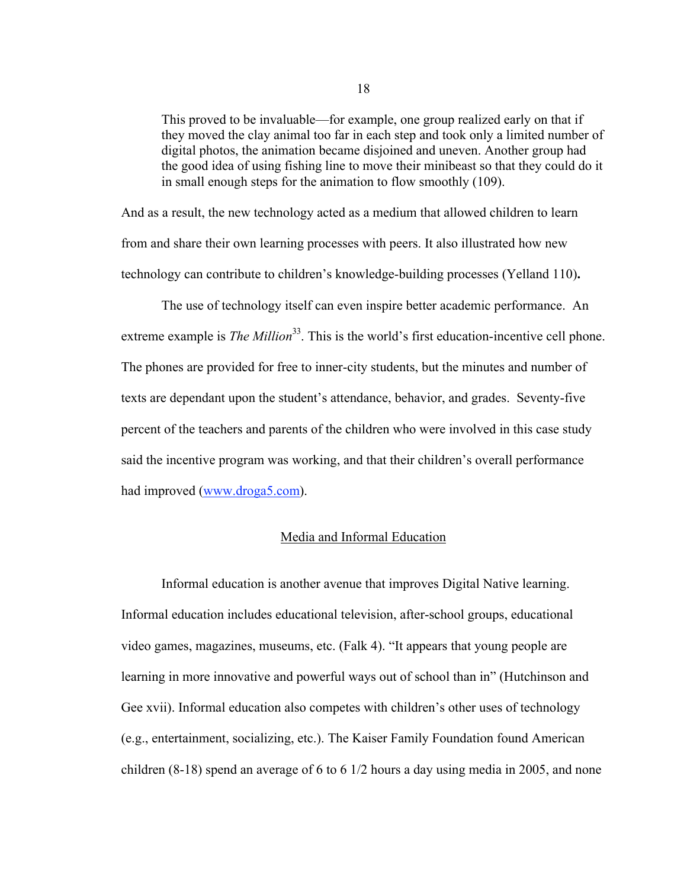> This proved to be invaluable—for example, one group realized early on that if they moved the clay animal too far in each step and took only a limited number of digital photos, the animation became disjoined and uneven. Another group had the good idea of using fishing line to move their minibeast so that they could do it in small enough steps for the animation to flow smoothly (109).

And as a result, the new technology acted as a medium that allowed children to learn from and share their own learning processes with peers. It also illustrated how new technology can contribute to children's knowledge-building processes (Yelland 110)**.**

The use of technology itself can even inspire better academic performance. An extreme example is *The Million*[33]. This is the world's first education-incentive cell phone. The phones are provided for free to inner-city students, but the minutes and number of texts are dependant upon the student's attendance, behavior, and grades. Seventy-five percent of the teachers and parents of the children who were involved in this case study said the incentive program was working, and that their children's overall performance had improved (www.droga5.com).

## Media and Informal Education

Informal education is another avenue that improves Digital Native learning. Informal education includes educational television, after-school groups, educational video games, magazines, museums, etc. (Falk 4). "It appears that young people are learning in more innovative and powerful ways out of school than in" (Hutchinson and Gee xvii). Informal education also competes with children's other uses of technology (e.g., entertainment, socializing, etc.). The Kaiser Family Foundation found American children (8-18) spend an average of 6 to 6 1/2 hours a day using media in 2005, and none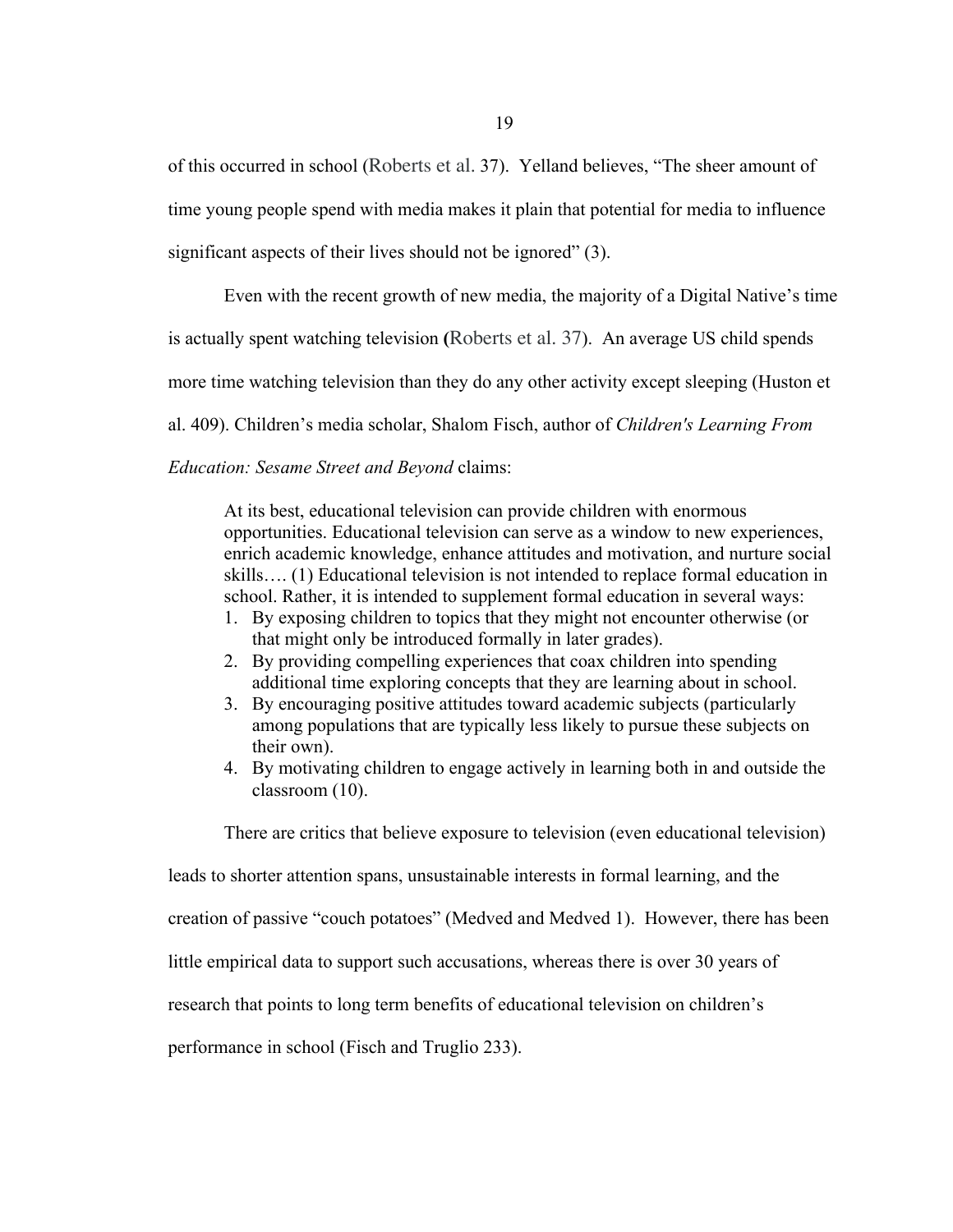of this occurred in school (Roberts et al. 37). Yelland believes, "The sheer amount of time young people spend with media makes it plain that potential for media to influence significant aspects of their lives should not be ignored" (3).

Even with the recent growth of new media, the majority of a Digital Native's time is actually spent watching television (Roberts et al. 37). An average US child spends more time watching television than they do any other activity except sleeping (Huston et al. 409). Children's media scholar, Shalom Fisch, author of *Children's Learning From Education: Sesame Street and Beyond* claims:

> At its best, educational television can provide children with enormous opportunities. Educational television can serve as a window to new experiences, enrich academic knowledge, enhance attitudes and motivation, and nurture social skills…. (1) Educational television is not intended to replace formal education in school. Rather, it is intended to supplement formal education in several ways:
>
> 1. By exposing children to topics that they might not encounter otherwise (or that might only be introduced formally in later grades).
> 2. By providing compelling experiences that coax children into spending additional time exploring concepts that they are learning about in school.
> 3. By encouraging positive attitudes toward academic subjects (particularly among populations that are typically less likely to pursue these subjects on their own).
> 4. By motivating children to engage actively in learning both in and outside the classroom (10).

There are critics that believe exposure to television (even educational television) leads to shorter attention spans, unsustainable interests in formal learning, and the creation of passive "couch potatoes" (Medved and Medved 1). However, there has been little empirical data to support such accusations, whereas there is over 30 years of research that points to long term benefits of educational television on children's performance in school (Fisch and Truglio 233).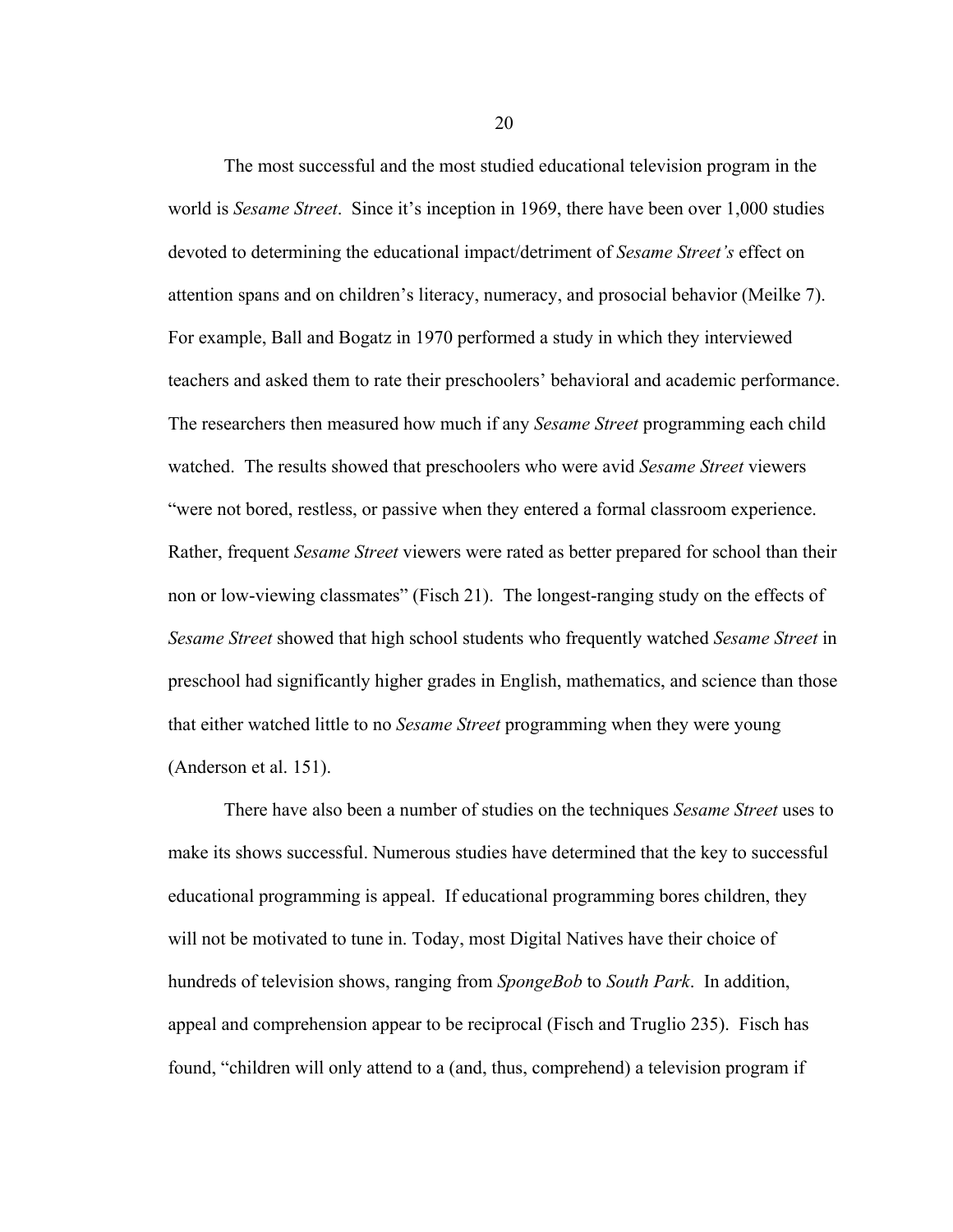The most successful and the most studied educational television program in the world is *Sesame Street*. Since it's inception in 1969, there have been over 1,000 studies devoted to determining the educational impact/detriment of *Sesame Street's* effect on attention spans and on children's literacy, numeracy, and prosocial behavior (Meilke 7). For example, Ball and Bogatz in 1970 performed a study in which they interviewed teachers and asked them to rate their preschoolers' behavioral and academic performance. The researchers then measured how much if any *Sesame Street* programming each child watched. The results showed that preschoolers who were avid *Sesame Street* viewers "were not bored, restless, or passive when they entered a formal classroom experience. Rather, frequent *Sesame Street* viewers were rated as better prepared for school than their non or low-viewing classmates" (Fisch 21). The longest-ranging study on the effects of *Sesame Street* showed that high school students who frequently watched *Sesame Street* in preschool had significantly higher grades in English, mathematics, and science than those that either watched little to no *Sesame Street* programming when they were young (Anderson et al. 151).

There have also been a number of studies on the techniques *Sesame Street* uses to make its shows successful. Numerous studies have determined that the key to successful educational programming is appeal. If educational programming bores children, they will not be motivated to tune in. Today, most Digital Natives have their choice of hundreds of television shows, ranging from *SpongeBob* to *South Park*. In addition, appeal and comprehension appear to be reciprocal (Fisch and Truglio 235). Fisch has found, "children will only attend to a (and, thus, comprehend) a television program if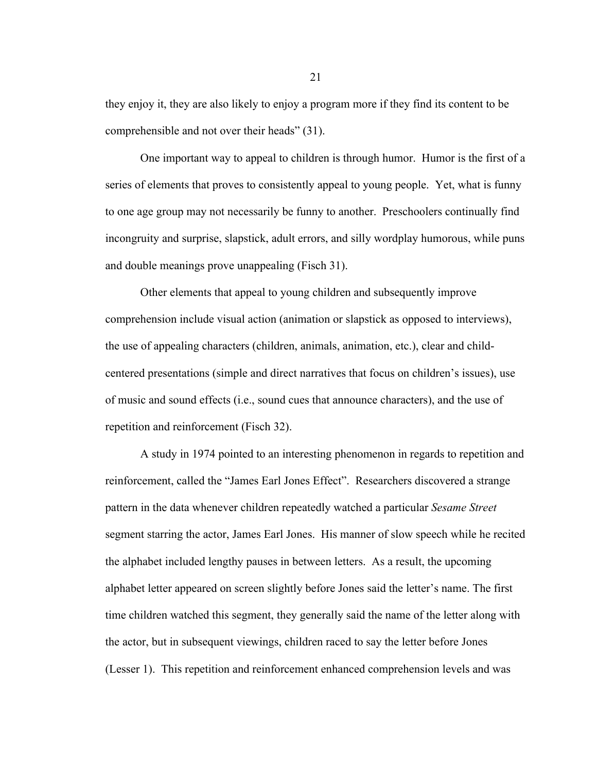they enjoy it, they are also likely to enjoy a program more if they find its content to be comprehensible and not over their heads" (31).

One important way to appeal to children is through humor. Humor is the first of a series of elements that proves to consistently appeal to young people. Yet, what is funny to one age group may not necessarily be funny to another. Preschoolers continually find incongruity and surprise, slapstick, adult errors, and silly wordplay humorous, while puns and double meanings prove unappealing (Fisch 31).

Other elements that appeal to young children and subsequently improve comprehension include visual action (animation or slapstick as opposed to interviews), the use of appealing characters (children, animals, animation, etc.), clear and child-centered presentations (simple and direct narratives that focus on children's issues), use of music and sound effects (i.e., sound cues that announce characters), and the use of repetition and reinforcement (Fisch 32).

A study in 1974 pointed to an interesting phenomenon in regards to repetition and reinforcement, called the "James Earl Jones Effect". Researchers discovered a strange pattern in the data whenever children repeatedly watched a particular *Sesame Street* segment starring the actor, James Earl Jones. His manner of slow speech while he recited the alphabet included lengthy pauses in between letters. As a result, the upcoming alphabet letter appeared on screen slightly before Jones said the letter's name. The first time children watched this segment, they generally said the name of the letter along with the actor, but in subsequent viewings, children raced to say the letter before Jones (Lesser 1). This repetition and reinforcement enhanced comprehension levels and was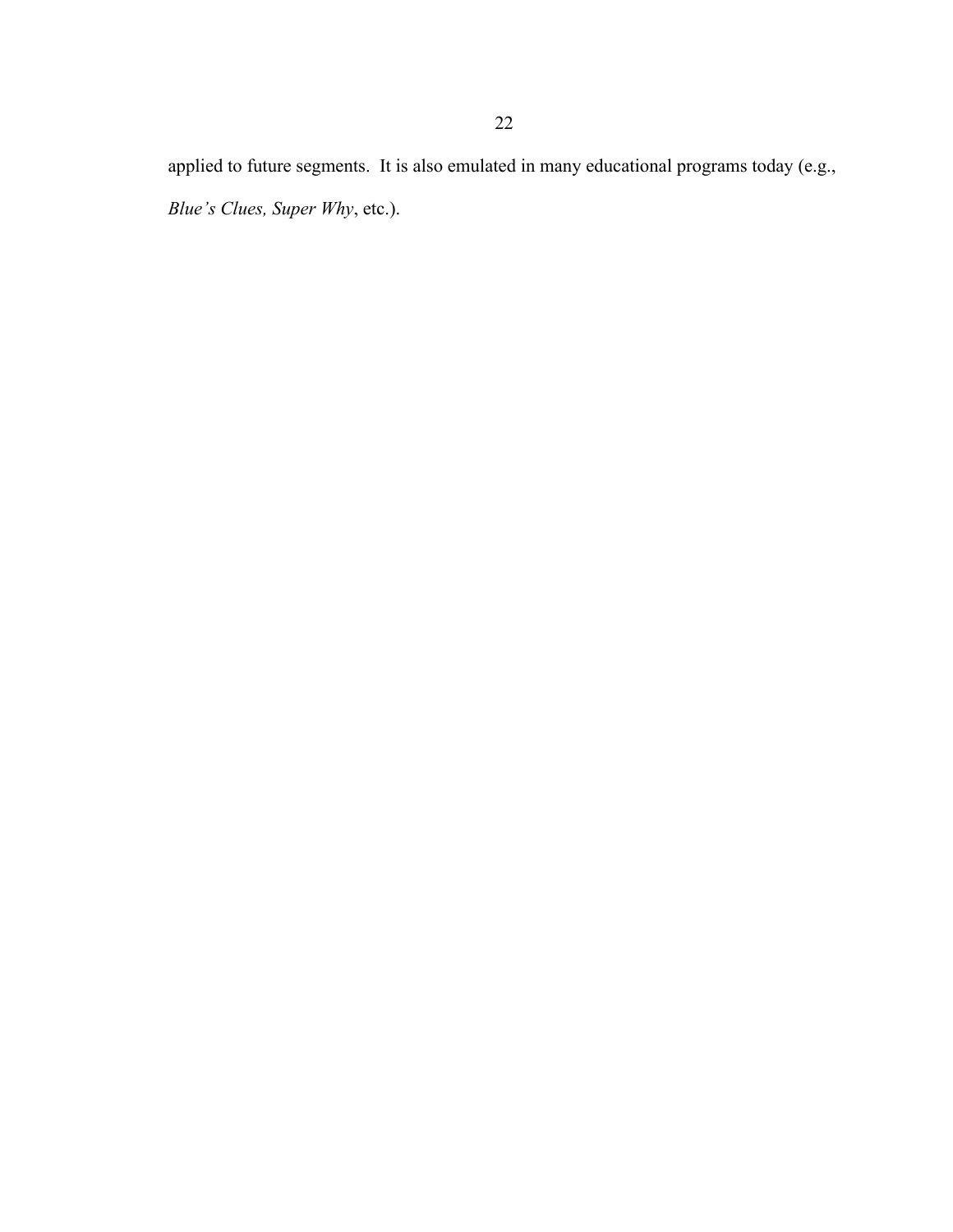applied to future segments. It is also emulated in many educational programs today (e.g., *Blue's Clues, Super Why*, etc.).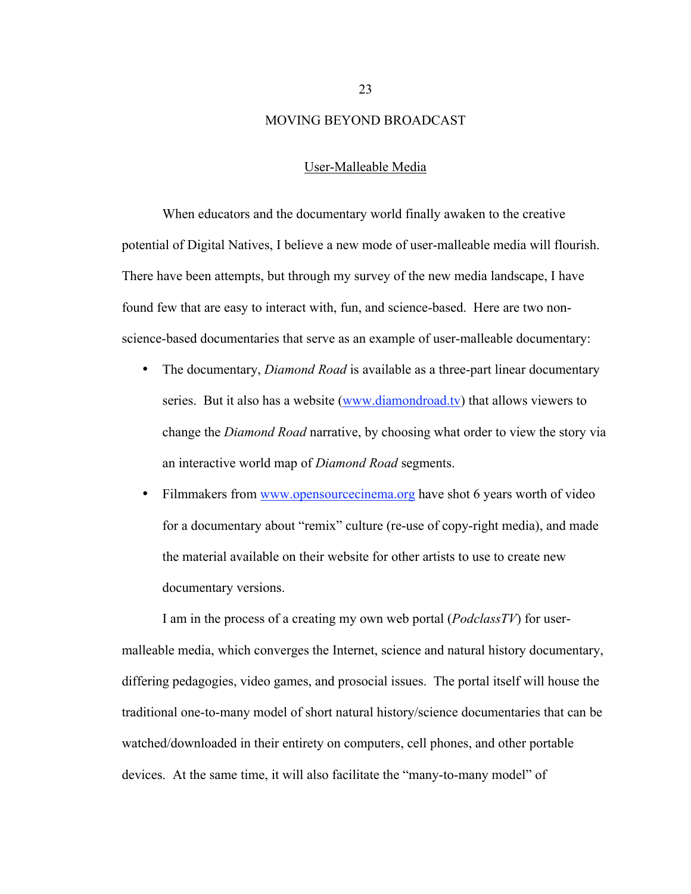## MOVING BEYOND BROADCAST

### User-Malleable Media

When educators and the documentary world finally awaken to the creative potential of Digital Natives, I believe a new mode of user-malleable media will flourish. There have been attempts, but through my survey of the new media landscape, I have found few that are easy to interact with, fun, and science-based. Here are two non-science-based documentaries that serve as an example of user-malleable documentary:

- The documentary, *Diamond Road* is available as a three-part linear documentary series. But it also has a website (www.diamondroad.tv) that allows viewers to change the *Diamond Road* narrative, by choosing what order to view the story via an interactive world map of *Diamond Road* segments.
- Filmmakers from www.opensourcecinema.org have shot 6 years worth of video for a documentary about "remix" culture (re-use of copy-right media), and made the material available on their website for other artists to use to create new documentary versions.

I am in the process of a creating my own web portal (*PodclassTV*) for user-malleable media, which converges the Internet, science and natural history documentary, differing pedagogies, video games, and prosocial issues. The portal itself will house the traditional one-to-many model of short natural history/science documentaries that can be watched/downloaded in their entirety on computers, cell phones, and other portable devices. At the same time, it will also facilitate the "many-to-many model" of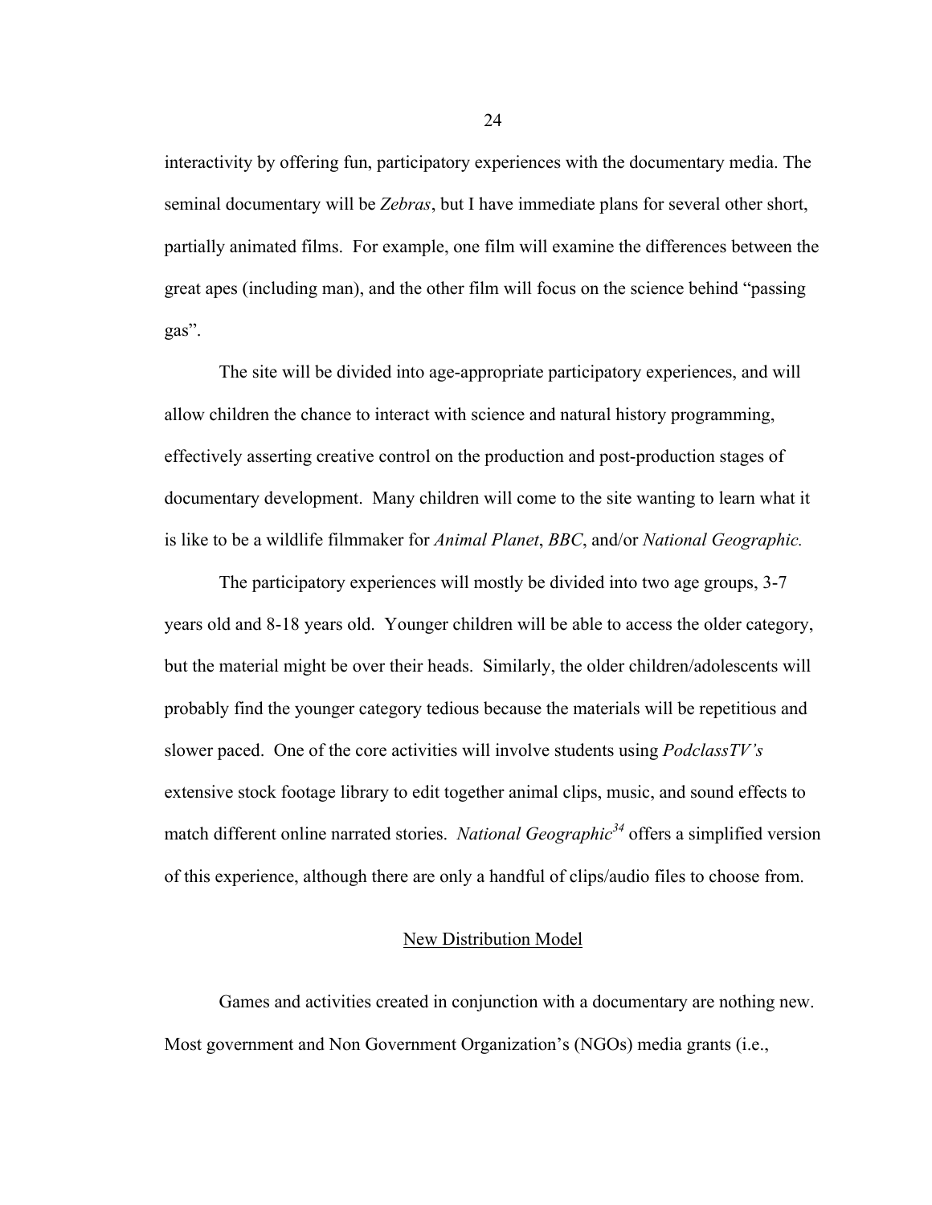interactivity by offering fun, participatory experiences with the documentary media. The seminal documentary will be *Zebras*, but I have immediate plans for several other short, partially animated films. For example, one film will examine the differences between the great apes (including man), and the other film will focus on the science behind "passing gas".

The site will be divided into age-appropriate participatory experiences, and will allow children the chance to interact with science and natural history programming, effectively asserting creative control on the production and post-production stages of documentary development. Many children will come to the site wanting to learn what it is like to be a wildlife filmmaker for *Animal Planet*, *BBC*, and/or *National Geographic.*

The participatory experiences will mostly be divided into two age groups, 3-7 years old and 8-18 years old. Younger children will be able to access the older category, but the material might be over their heads. Similarly, the older children/adolescents will probably find the younger category tedious because the materials will be repetitious and slower paced. One of the core activities will involve students using *PodclassTV's* extensive stock footage library to edit together animal clips, music, and sound effects to match different online narrated stories. *National Geographic*[34] offers a simplified version of this experience, although there are only a handful of clips/audio files to choose from.

## New Distribution Model

Games and activities created in conjunction with a documentary are nothing new. Most government and Non Government Organization's (NGOs) media grants (i.e.,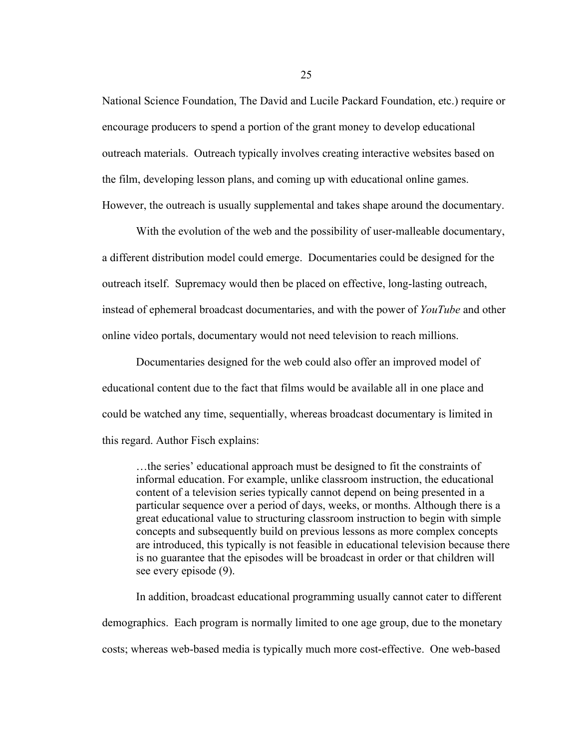National Science Foundation, The David and Lucile Packard Foundation, etc.) require or encourage producers to spend a portion of the grant money to develop educational outreach materials. Outreach typically involves creating interactive websites based on the film, developing lesson plans, and coming up with educational online games. However, the outreach is usually supplemental and takes shape around the documentary.

With the evolution of the web and the possibility of user-malleable documentary, a different distribution model could emerge. Documentaries could be designed for the outreach itself. Supremacy would then be placed on effective, long-lasting outreach, instead of ephemeral broadcast documentaries, and with the power of *YouTube* and other online video portals, documentary would not need television to reach millions.

Documentaries designed for the web could also offer an improved model of educational content due to the fact that films would be available all in one place and could be watched any time, sequentially, whereas broadcast documentary is limited in this regard. Author Fisch explains:

> …the series' educational approach must be designed to fit the constraints of informal education. For example, unlike classroom instruction, the educational content of a television series typically cannot depend on being presented in a particular sequence over a period of days, weeks, or months. Although there is a great educational value to structuring classroom instruction to begin with simple concepts and subsequently build on previous lessons as more complex concepts are introduced, this typically is not feasible in educational television because there is no guarantee that the episodes will be broadcast in order or that children will see every episode (9).

In addition, broadcast educational programming usually cannot cater to different demographics. Each program is normally limited to one age group, due to the monetary costs; whereas web-based media is typically much more cost-effective. One web-based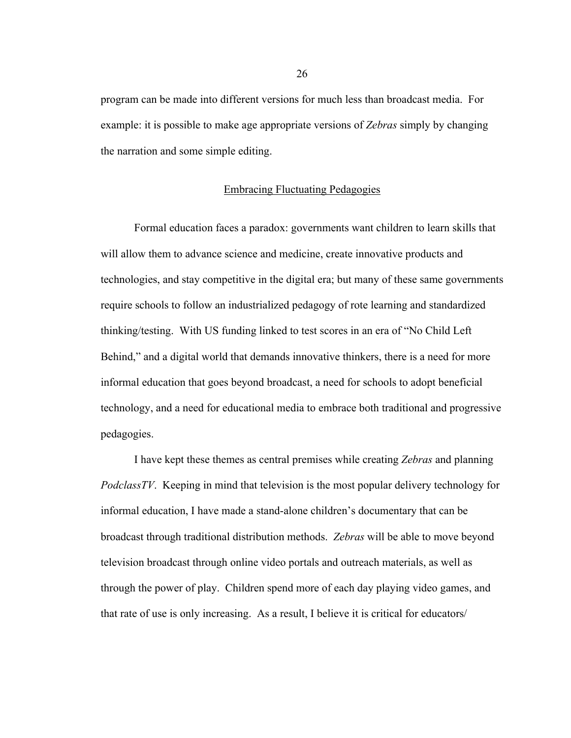program can be made into different versions for much less than broadcast media. For example: it is possible to make age appropriate versions of *Zebras* simply by changing the narration and some simple editing.

## Embracing Fluctuating Pedagogies

Formal education faces a paradox: governments want children to learn skills that will allow them to advance science and medicine, create innovative products and technologies, and stay competitive in the digital era; but many of these same governments require schools to follow an industrialized pedagogy of rote learning and standardized thinking/testing. With US funding linked to test scores in an era of "No Child Left Behind," and a digital world that demands innovative thinkers, there is a need for more informal education that goes beyond broadcast, a need for schools to adopt beneficial technology, and a need for educational media to embrace both traditional and progressive pedagogies.

I have kept these themes as central premises while creating *Zebras* and planning *PodclassTV*. Keeping in mind that television is the most popular delivery technology for informal education, I have made a stand-alone children's documentary that can be broadcast through traditional distribution methods. *Zebras* will be able to move beyond television broadcast through online video portals and outreach materials, as well as through the power of play. Children spend more of each day playing video games, and that rate of use is only increasing. As a result, I believe it is critical for educators/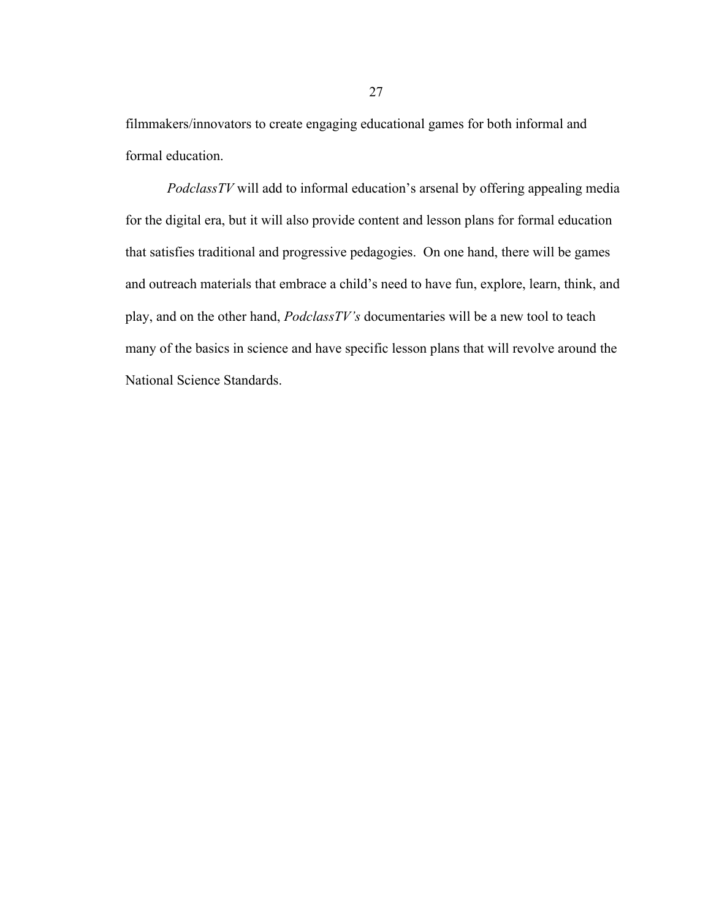filmmakers/innovators to create engaging educational games for both informal and formal education.

*PodclassTV* will add to informal education's arsenal by offering appealing media for the digital era, but it will also provide content and lesson plans for formal education that satisfies traditional and progressive pedagogies. On one hand, there will be games and outreach materials that embrace a child's need to have fun, explore, learn, think, and play, and on the other hand, *PodclassTV's* documentaries will be a new tool to teach many of the basics in science and have specific lesson plans that will revolve around the National Science Standards.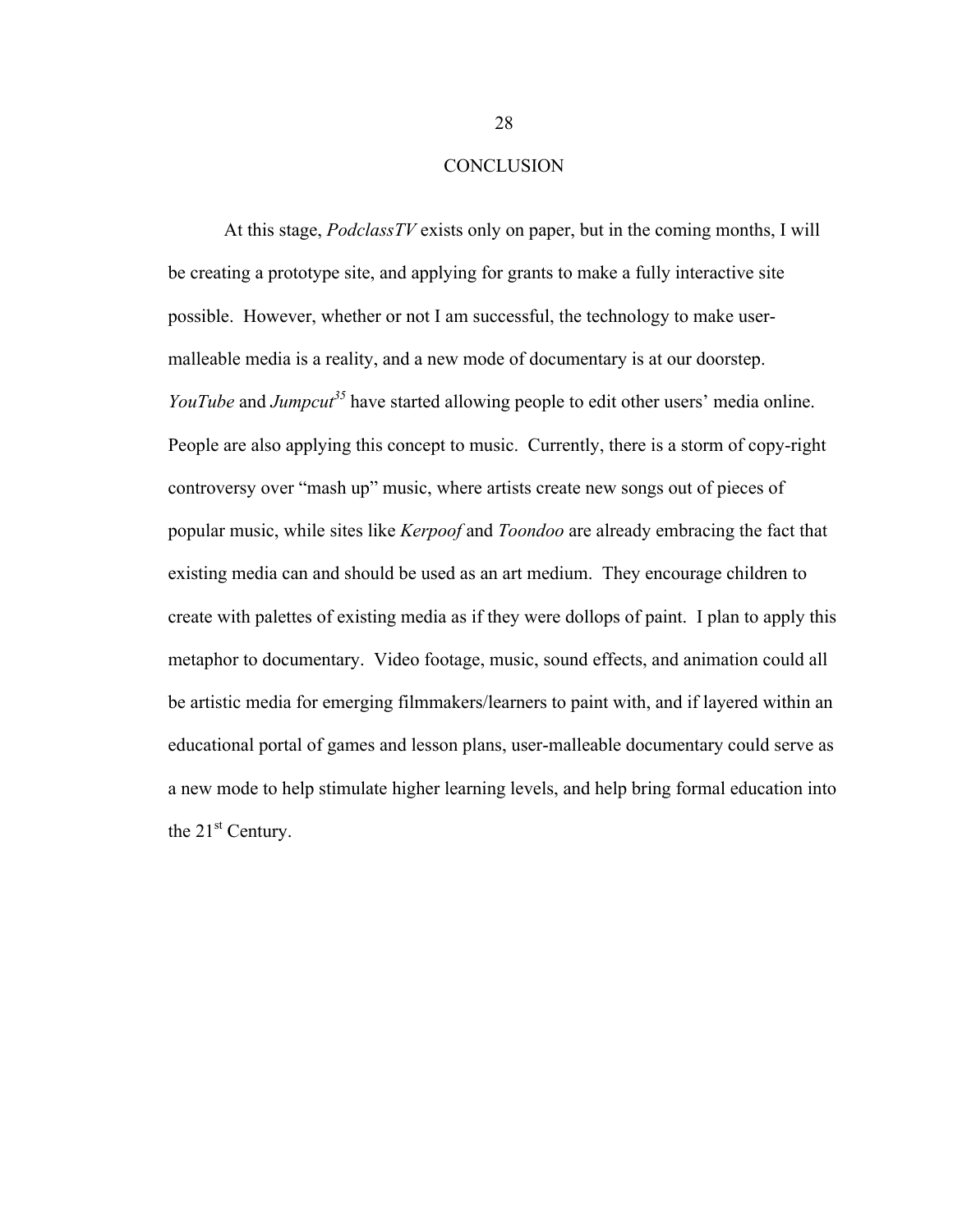# CONCLUSION

At this stage, *PodclassTV* exists only on paper, but in the coming months, I will be creating a prototype site, and applying for grants to make a fully interactive site possible. However, whether or not I am successful, the technology to make user-malleable media is a reality, and a new mode of documentary is at our doorstep. *YouTube* and *Jumpcut*[35] have started allowing people to edit other users' media online. People are also applying this concept to music. Currently, there is a storm of copy-right controversy over "mash up" music, where artists create new songs out of pieces of popular music, while sites like *Kerpoof* and *Toondoo* are already embracing the fact that existing media can and should be used as an art medium. They encourage children to create with palettes of existing media as if they were dollops of paint. I plan to apply this metaphor to documentary. Video footage, music, sound effects, and animation could all be artistic media for emerging filmmakers/learners to paint with, and if layered within an educational portal of games and lesson plans, user-malleable documentary could serve as a new mode to help stimulate higher learning levels, and help bring formal education into the 21st Century.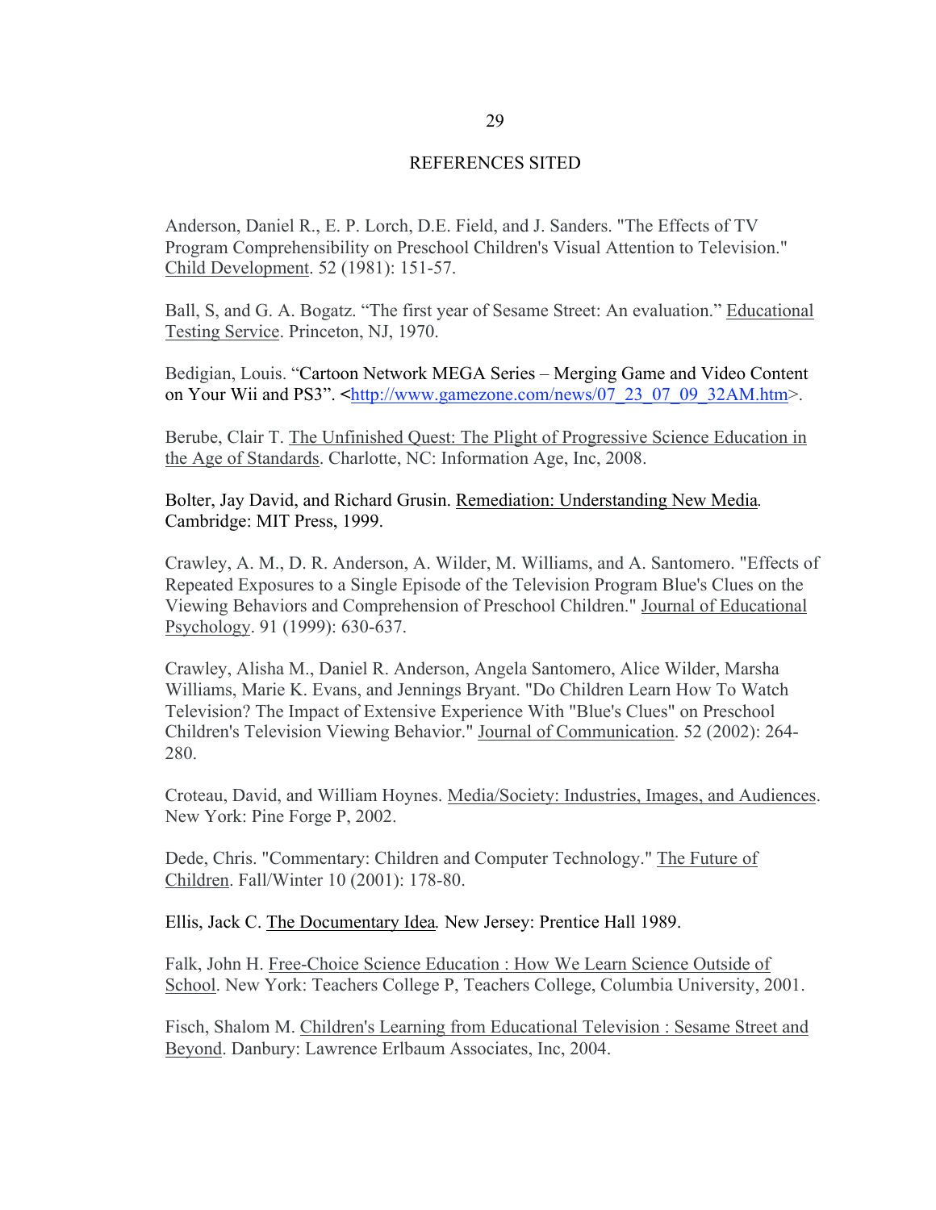# REFERENCES SITED

Anderson, Daniel R., E. P. Lorch, D.E. Field, and J. Sanders. "The Effects of TV Program Comprehensibility on Preschool Children's Visual Attention to Television." Child Development. 52 (1981): 151-57.

Ball, S, and G. A. Bogatz. "The first year of Sesame Street: An evaluation." Educational Testing Service. Princeton, NJ, 1970.

Bedigian, Louis. "Cartoon Network MEGA Series – Merging Game and Video Content on Your Wii and PS3". <http://www.gamezone.com/news/07_23_07_09_32AM.htm>.

Berube, Clair T. The Unfinished Quest: The Plight of Progressive Science Education in the Age of Standards. Charlotte, NC: Information Age, Inc, 2008.

Bolter, Jay David, and Richard Grusin. Remediation: Understanding New Media. Cambridge: MIT Press, 1999.

Crawley, A. M., D. R. Anderson, A. Wilder, M. Williams, and A. Santomero. "Effects of Repeated Exposures to a Single Episode of the Television Program Blue's Clues on the Viewing Behaviors and Comprehension of Preschool Children." Journal of Educational Psychology. 91 (1999): 630-637.

Crawley, Alisha M., Daniel R. Anderson, Angela Santomero, Alice Wilder, Marsha Williams, Marie K. Evans, and Jennings Bryant. "Do Children Learn How To Watch Television? The Impact of Extensive Experience With "Blue's Clues" on Preschool Children's Television Viewing Behavior." Journal of Communication. 52 (2002): 264-280.

Croteau, David, and William Hoynes. Media/Society: Industries, Images, and Audiences. New York: Pine Forge P, 2002.

Dede, Chris. "Commentary: Children and Computer Technology." The Future of Children. Fall/Winter 10 (2001): 178-80.

Ellis, Jack C. The Documentary Idea. New Jersey: Prentice Hall 1989.

Falk, John H. Free-Choice Science Education : How We Learn Science Outside of School. New York: Teachers College P, Teachers College, Columbia University, 2001.

Fisch, Shalom M. Children's Learning from Educational Television : Sesame Street and Beyond. Danbury: Lawrence Erlbaum Associates, Inc, 2004.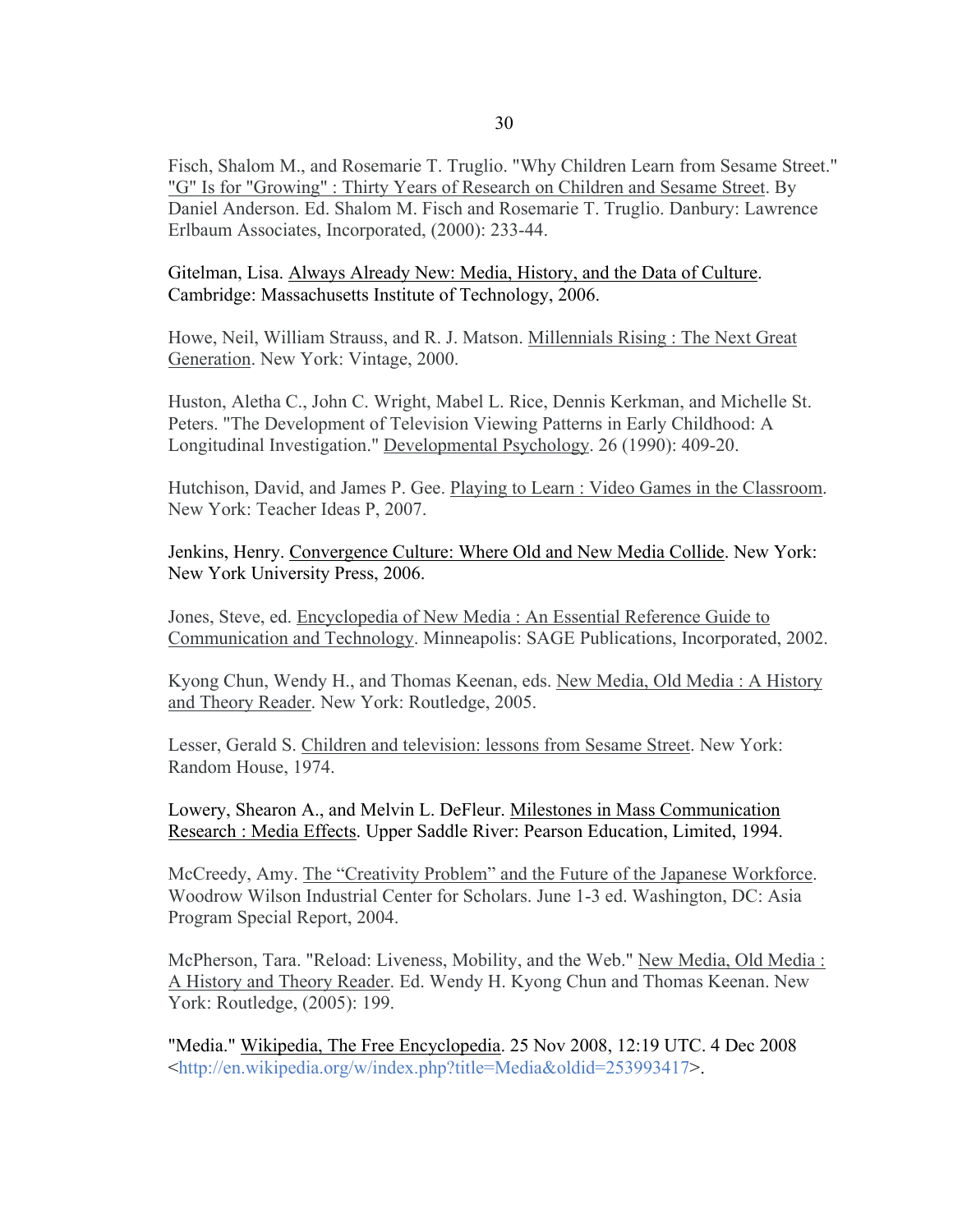Fisch, Shalom M., and Rosemarie T. Truglio. "Why Children Learn from Sesame Street." "G" Is for "Growing" : Thirty Years of Research on Children and Sesame Street. By Daniel Anderson. Ed. Shalom M. Fisch and Rosemarie T. Truglio. Danbury: Lawrence Erlbaum Associates, Incorporated, (2000): 233-44.

Gitelman, Lisa. Always Already New: Media, History, and the Data of Culture. Cambridge: Massachusetts Institute of Technology, 2006.

Howe, Neil, William Strauss, and R. J. Matson. Millennials Rising : The Next Great Generation. New York: Vintage, 2000.

Huston, Aletha C., John C. Wright, Mabel L. Rice, Dennis Kerkman, and Michelle St. Peters. "The Development of Television Viewing Patterns in Early Childhood: A Longitudinal Investigation." Developmental Psychology. 26 (1990): 409-20.

Hutchison, David, and James P. Gee. Playing to Learn : Video Games in the Classroom. New York: Teacher Ideas P, 2007.

Jenkins, Henry. Convergence Culture: Where Old and New Media Collide. New York: New York University Press, 2006.

Jones, Steve, ed. Encyclopedia of New Media : An Essential Reference Guide to Communication and Technology. Minneapolis: SAGE Publications, Incorporated, 2002.

Kyong Chun, Wendy H., and Thomas Keenan, eds. New Media, Old Media : A History and Theory Reader. New York: Routledge, 2005.

Lesser, Gerald S. Children and television: lessons from Sesame Street. New York: Random House, 1974.

Lowery, Shearon A., and Melvin L. DeFleur. Milestones in Mass Communication Research : Media Effects. Upper Saddle River: Pearson Education, Limited, 1994.

McCreedy, Amy. The "Creativity Problem" and the Future of the Japanese Workforce. Woodrow Wilson Industrial Center for Scholars. June 1-3 ed. Washington, DC: Asia Program Special Report, 2004.

McPherson, Tara. "Reload: Liveness, Mobility, and the Web." New Media, Old Media : A History and Theory Reader. Ed. Wendy H. Kyong Chun and Thomas Keenan. New York: Routledge, (2005): 199.

"Media." Wikipedia, The Free Encyclopedia. 25 Nov 2008, 12:19 UTC. 4 Dec 2008 <http://en.wikipedia.org/w/index.php?title=Media&oldid=253993417>.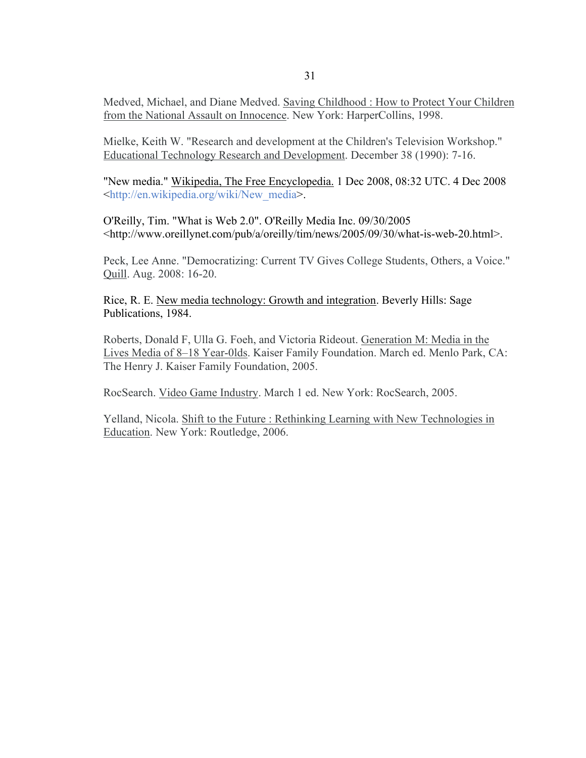Medved, Michael, and Diane Medved. Saving Childhood : How to Protect Your Children from the National Assault on Innocence. New York: HarperCollins, 1998.

Mielke, Keith W. "Research and development at the Children's Television Workshop." Educational Technology Research and Development. December 38 (1990): 7-16.

"New media." Wikipedia, The Free Encyclopedia. 1 Dec 2008, 08:32 UTC. 4 Dec 2008 <http://en.wikipedia.org/wiki/New_media>.

O'Reilly, Tim. "What is Web 2.0". O'Reilly Media Inc. 09/30/2005 <http://www.oreillynet.com/pub/a/oreilly/tim/news/2005/09/30/what-is-web-20.html>.

Peck, Lee Anne. "Democratizing: Current TV Gives College Students, Others, a Voice." Quill. Aug. 2008: 16-20.

Rice, R. E. New media technology: Growth and integration. Beverly Hills: Sage Publications, 1984.

Roberts, Donald F, Ulla G. Foeh, and Victoria Rideout. Generation M: Media in the Lives Media of 8–18 Year-0lds. Kaiser Family Foundation. March ed. Menlo Park, CA: The Henry J. Kaiser Family Foundation, 2005.

RocSearch. Video Game Industry. March 1 ed. New York: RocSearch, 2005.

Yelland, Nicola. Shift to the Future : Rethinking Learning with New Technologies in Education. New York: Routledge, 2006.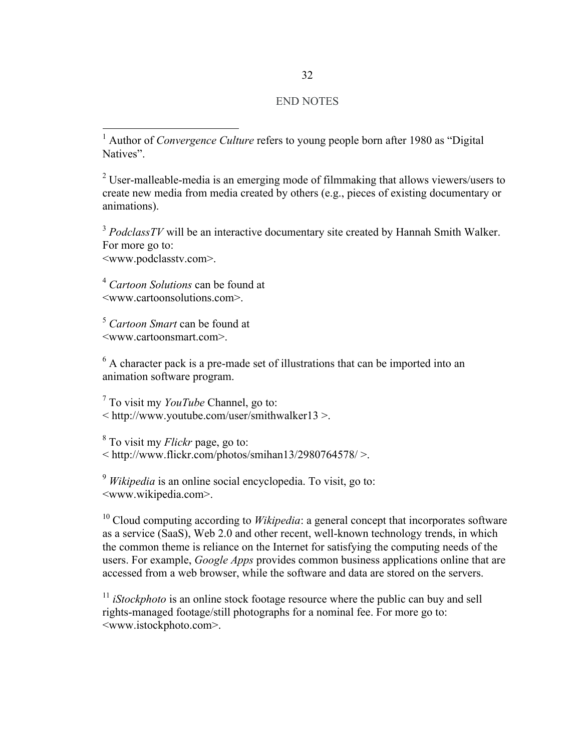# END NOTES

[1] Author of *Convergence Culture* refers to young people born after 1980 as "Digital Natives".

[2] User-malleable-media is an emerging mode of filmmaking that allows viewers/users to create new media from media created by others (e.g., pieces of existing documentary or animations).

[3] *PodclassTV* will be an interactive documentary site created by Hannah Smith Walker. For more go to:
<www.podclasstv.com>.

[4] *Cartoon Solutions* can be found at
<www.cartoonsolutions.com>.

[5] *Cartoon Smart* can be found at
<www.cartoonsmart.com>.

[6] A character pack is a pre-made set of illustrations that can be imported into an animation software program.

[7] To visit my *YouTube* Channel, go to:
< http://www.youtube.com/user/smithwalker13 >.

[8] To visit my *Flickr* page, go to:
< http://www.flickr.com/photos/smihan13/2980764578/ >.

[9] *Wikipedia* is an online social encyclopedia. To visit, go to:
<www.wikipedia.com>.

[10] Cloud computing according to *Wikipedia*: a general concept that incorporates software as a service (SaaS), Web 2.0 and other recent, well-known technology trends, in which the common theme is reliance on the Internet for satisfying the computing needs of the users. For example, *Google Apps* provides common business applications online that are accessed from a web browser, while the software and data are stored on the servers.

[11] *iStockphoto* is an online stock footage resource where the public can buy and sell rights-managed footage/still photographs for a nominal fee. For more go to:
<www.istockphoto.com>.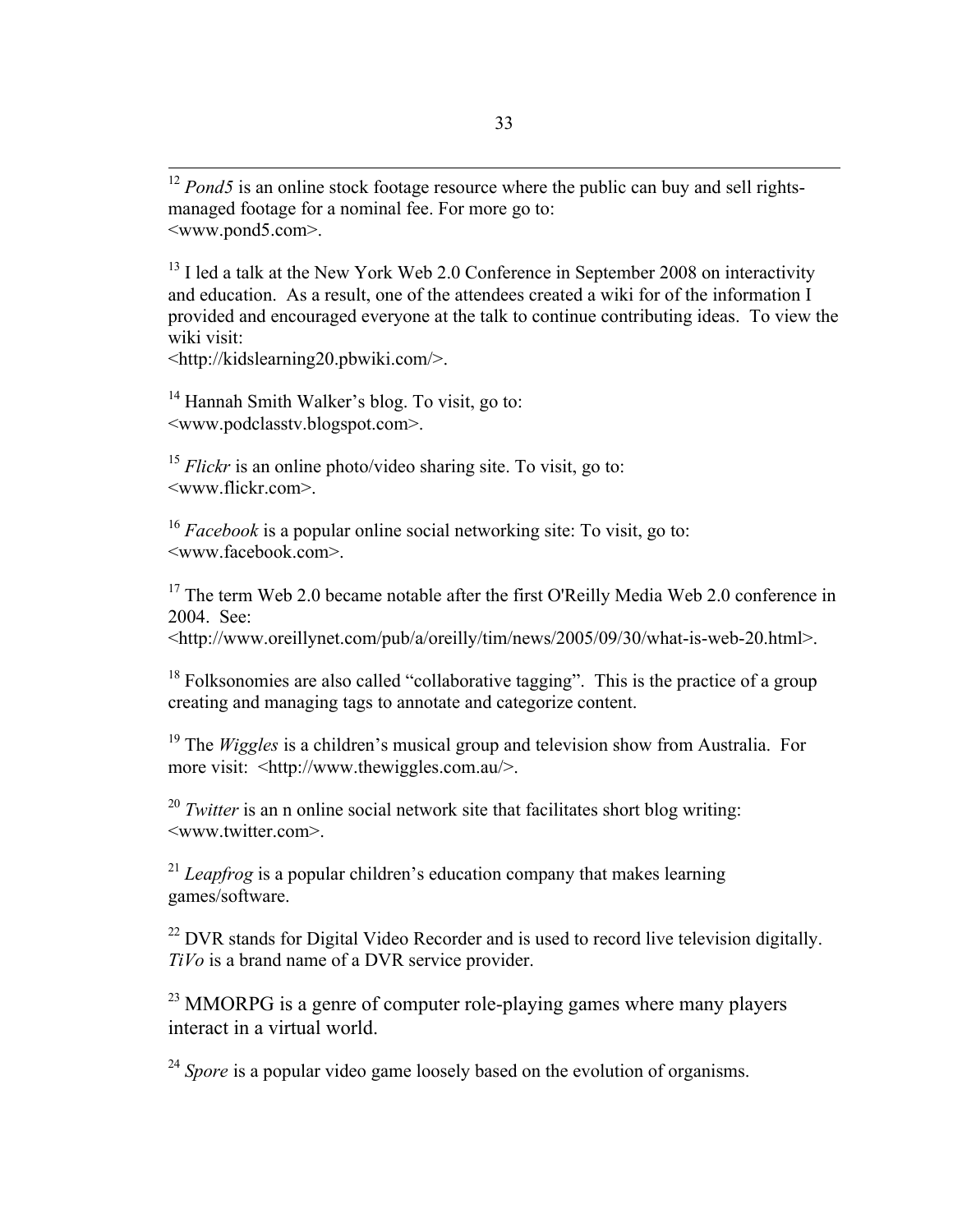[12] *Pond5* is an online stock footage resource where the public can buy and sell rights-managed footage for a nominal fee. For more go to:
<www.pond5.com>.

[13] I led a talk at the New York Web 2.0 Conference in September 2008 on interactivity and education. As a result, one of the attendees created a wiki for of the information I provided and encouraged everyone at the talk to continue contributing ideas. To view the wiki visit:
<http://kidslearning20.pbwiki.com/>.

[14] Hannah Smith Walker's blog. To visit, go to:
<www.podclasstv.blogspot.com>.

[15] *Flickr* is an online photo/video sharing site. To visit, go to:
<www.flickr.com>.

[16] *Facebook* is a popular online social networking site: To visit, go to:
<www.facebook.com>.

[17] The term Web 2.0 became notable after the first O'Reilly Media Web 2.0 conference in 2004. See:
<http://www.oreillynet.com/pub/a/oreilly/tim/news/2005/09/30/what-is-web-20.html>.

[18] Folksonomies are also called "collaborative tagging". This is the practice of a group creating and managing tags to annotate and categorize content.

[19] The *Wiggles* is a children's musical group and television show from Australia. For more visit: <http://www.thewiggles.com.au/>.

[20] *Twitter* is an n online social network site that facilitates short blog writing:
<www.twitter.com>.

[21] *Leapfrog* is a popular children's education company that makes learning games/software.

[22] DVR stands for Digital Video Recorder and is used to record live television digitally. *TiVo* is a brand name of a DVR service provider.

[23] MMORPG is a genre of computer role-playing games where many players interact in a virtual world.

[24] *Spore* is a popular video game loosely based on the evolution of organisms.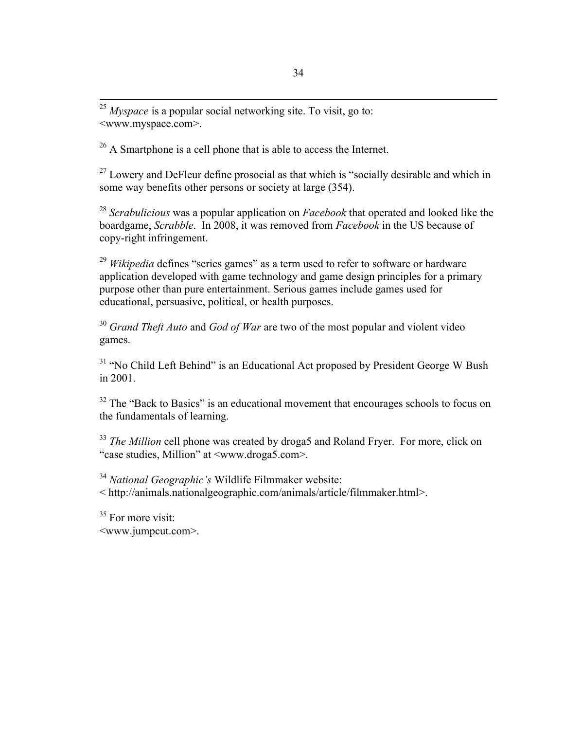[25] *Myspace* is a popular social networking site. To visit, go to: <www.myspace.com>.

[26] A Smartphone is a cell phone that is able to access the Internet.

[27] Lowery and DeFleur define prosocial as that which is "socially desirable and which in some way benefits other persons or society at large (354).

[28] *Scrabulicious* was a popular application on *Facebook* that operated and looked like the boardgame, *Scrabble*. In 2008, it was removed from *Facebook* in the US because of copy-right infringement.

[29] *Wikipedia* defines "series games" as a term used to refer to software or hardware application developed with game technology and game design principles for a primary purpose other than pure entertainment. Serious games include games used for educational, persuasive, political, or health purposes.

[30] *Grand Theft Auto* and *God of War* are two of the most popular and violent video games.

[31] "No Child Left Behind" is an Educational Act proposed by President George W Bush in 2001.

[32] The "Back to Basics" is an educational movement that encourages schools to focus on the fundamentals of learning.

[33] *The Million* cell phone was created by droga5 and Roland Fryer. For more, click on "case studies, Million" at <www.droga5.com>.

[34] *National Geographic's* Wildlife Filmmaker website: < http://animals.nationalgeographic.com/animals/article/filmmaker.html>.

[35] For more visit: <www.jumpcut.com>.